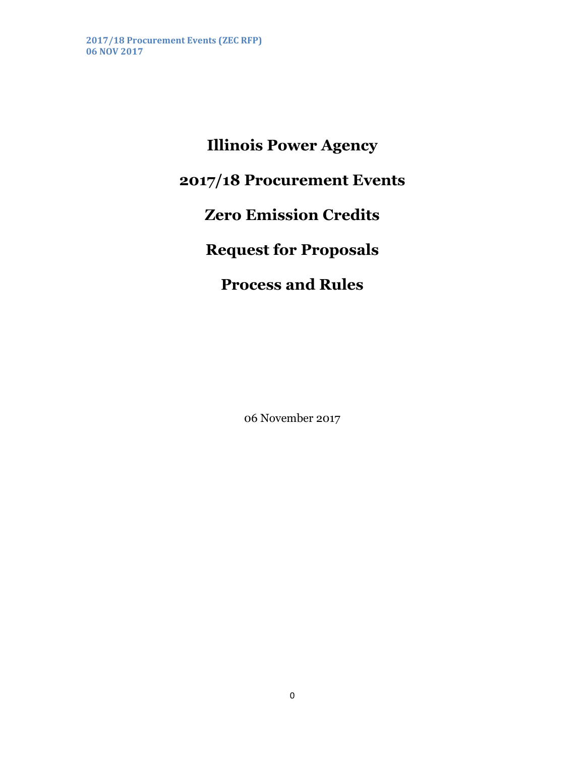# Illinois Power Agency

# 2017/18 Procurement Events

# Zero Emission Credits

# Request for Proposals

# Process and Rules

06 November 2017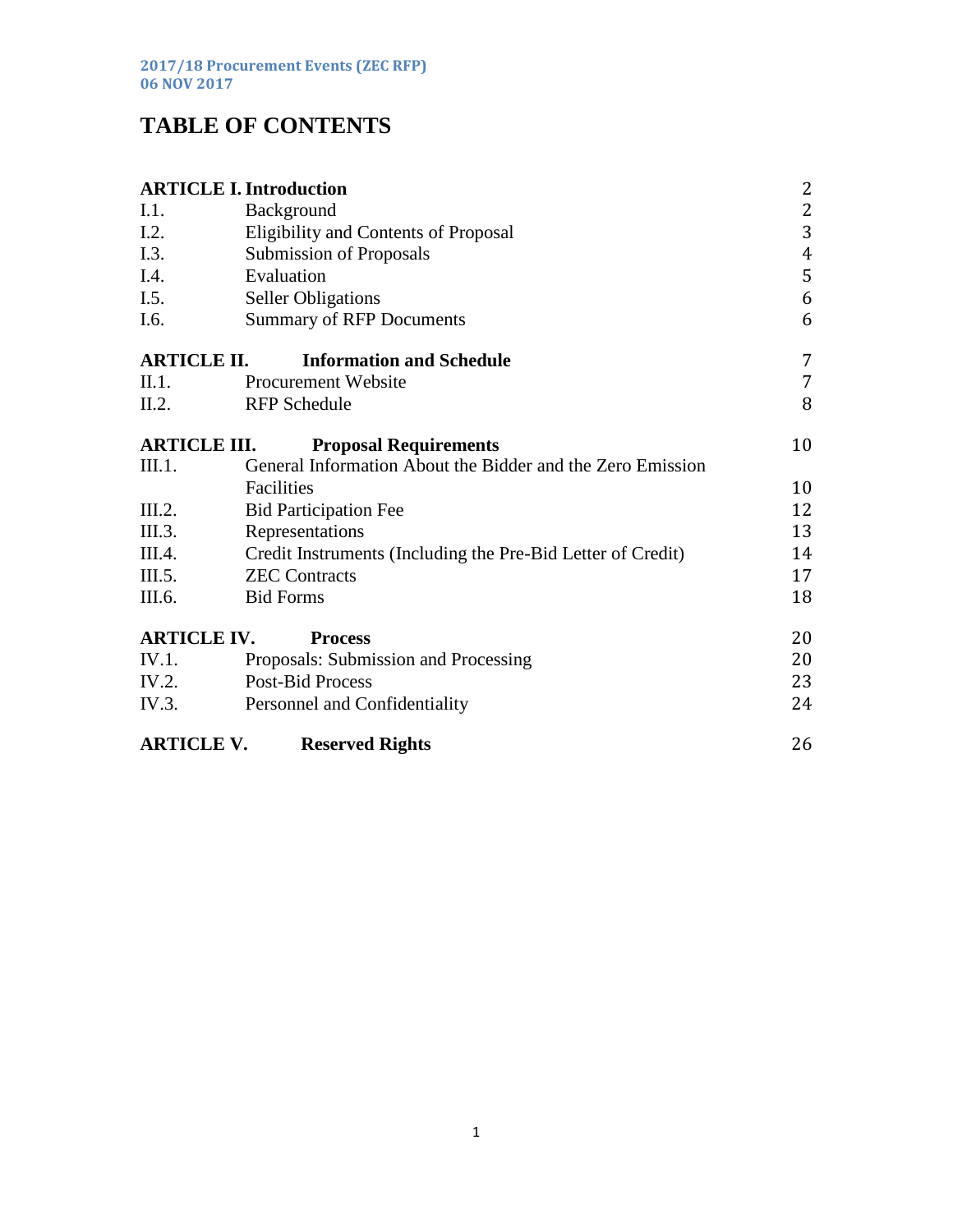# TABLE OF CONTENTS

| | | |
|---|---|---|
| **ARTICLE I.** | **Introduction** | 2 |
| I.1. | Background | 2 |
| I.2. | Eligibility and Contents of Proposal | 3 |
| I.3. | Submission of Proposals | 4 |
| I.4. | Evaluation | 5 |
| I.5. | Seller Obligations | 6 |
| I.6. | Summary of RFP Documents | 6 |
| **ARTICLE II.** | **Information and Schedule** | 7 |
| II.1. | Procurement Website | 7 |
| II.2. | RFP Schedule | 8 |
| **ARTICLE III.** | **Proposal Requirements** | 10 |
| III.1. | General Information About the Bidder and the Zero Emission Facilities | 10 |
| III.2. | Bid Participation Fee | 12 |
| III.3. | Representations | 13 |
| III.4. | Credit Instruments (Including the Pre-Bid Letter of Credit) | 14 |
| III.5. | ZEC Contracts | 17 |
| III.6. | Bid Forms | 18 |
| **ARTICLE IV.** | **Process** | 20 |
| IV.1. | Proposals: Submission and Processing | 20 |
| IV.2. | Post-Bid Process | 23 |
| IV.3. | Personnel and Confidentiality | 24 |
| **ARTICLE V.** | **Reserved Rights** | 26 |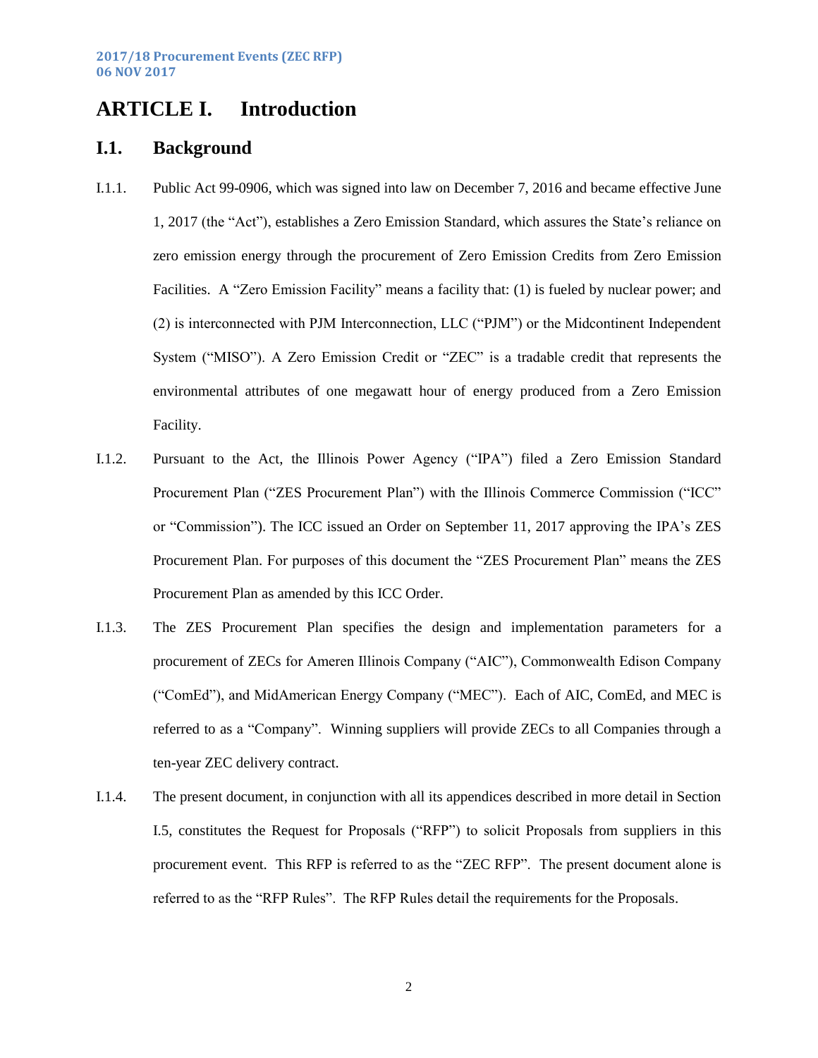# ARTICLE I. Introduction

## I.1. Background

I.1.1. Public Act 99-0906, which was signed into law on December 7, 2016 and became effective June 1, 2017 (the "Act"), establishes a Zero Emission Standard, which assures the State's reliance on zero emission energy through the procurement of Zero Emission Credits from Zero Emission Facilities. A "Zero Emission Facility" means a facility that: (1) is fueled by nuclear power; and (2) is interconnected with PJM Interconnection, LLC ("PJM") or the Midcontinent Independent System ("MISO"). A Zero Emission Credit or "ZEC" is a tradable credit that represents the environmental attributes of one megawatt hour of energy produced from a Zero Emission Facility.

I.1.2. Pursuant to the Act, the Illinois Power Agency ("IPA") filed a Zero Emission Standard Procurement Plan ("ZES Procurement Plan") with the Illinois Commerce Commission ("ICC" or "Commission"). The ICC issued an Order on September 11, 2017 approving the IPA's ZES Procurement Plan. For purposes of this document the "ZES Procurement Plan" means the ZES Procurement Plan as amended by this ICC Order.

I.1.3. The ZES Procurement Plan specifies the design and implementation parameters for a procurement of ZECs for Ameren Illinois Company ("AIC"), Commonwealth Edison Company ("ComEd"), and MidAmerican Energy Company ("MEC"). Each of AIC, ComEd, and MEC is referred to as a "Company". Winning suppliers will provide ZECs to all Companies through a ten-year ZEC delivery contract.

I.1.4. The present document, in conjunction with all its appendices described in more detail in Section I.5, constitutes the Request for Proposals ("RFP") to solicit Proposals from suppliers in this procurement event. This RFP is referred to as the "ZEC RFP". The present document alone is referred to as the "RFP Rules". The RFP Rules detail the requirements for the Proposals.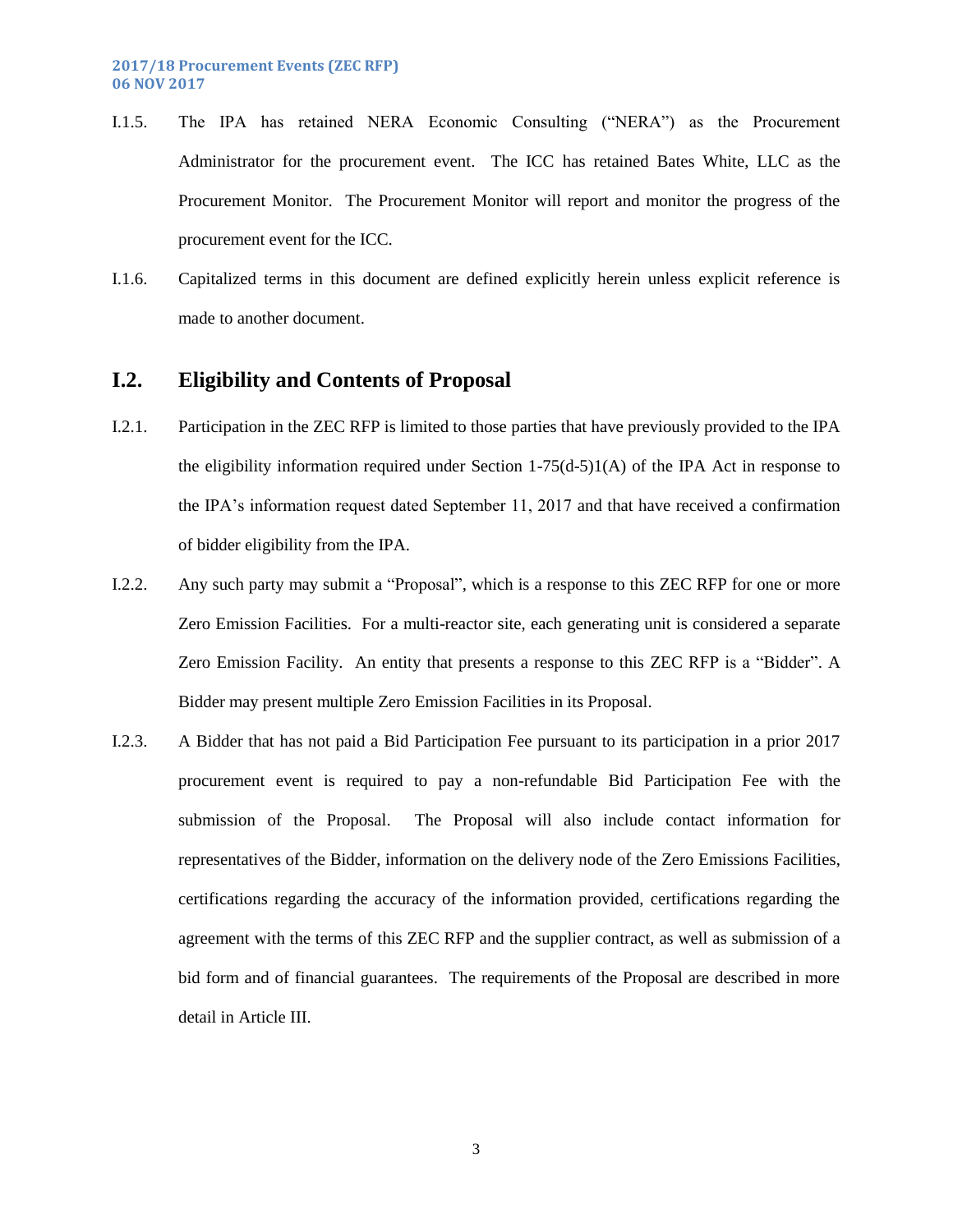I.1.5. The IPA has retained NERA Economic Consulting ("NERA") as the Procurement Administrator for the procurement event. The ICC has retained Bates White, LLC as the Procurement Monitor. The Procurement Monitor will report and monitor the progress of the procurement event for the ICC.

I.1.6. Capitalized terms in this document are defined explicitly herein unless explicit reference is made to another document.

## I.2. Eligibility and Contents of Proposal

I.2.1. Participation in the ZEC RFP is limited to those parties that have previously provided to the IPA the eligibility information required under Section 1-75(d-5)1(A) of the IPA Act in response to the IPA's information request dated September 11, 2017 and that have received a confirmation of bidder eligibility from the IPA.

I.2.2. Any such party may submit a "Proposal", which is a response to this ZEC RFP for one or more Zero Emission Facilities. For a multi-reactor site, each generating unit is considered a separate Zero Emission Facility. An entity that presents a response to this ZEC RFP is a "Bidder". A Bidder may present multiple Zero Emission Facilities in its Proposal.

I.2.3. A Bidder that has not paid a Bid Participation Fee pursuant to its participation in a prior 2017 procurement event is required to pay a non-refundable Bid Participation Fee with the submission of the Proposal. The Proposal will also include contact information for representatives of the Bidder, information on the delivery node of the Zero Emissions Facilities, certifications regarding the accuracy of the information provided, certifications regarding the agreement with the terms of this ZEC RFP and the supplier contract, as well as submission of a bid form and of financial guarantees. The requirements of the Proposal are described in more detail in Article III.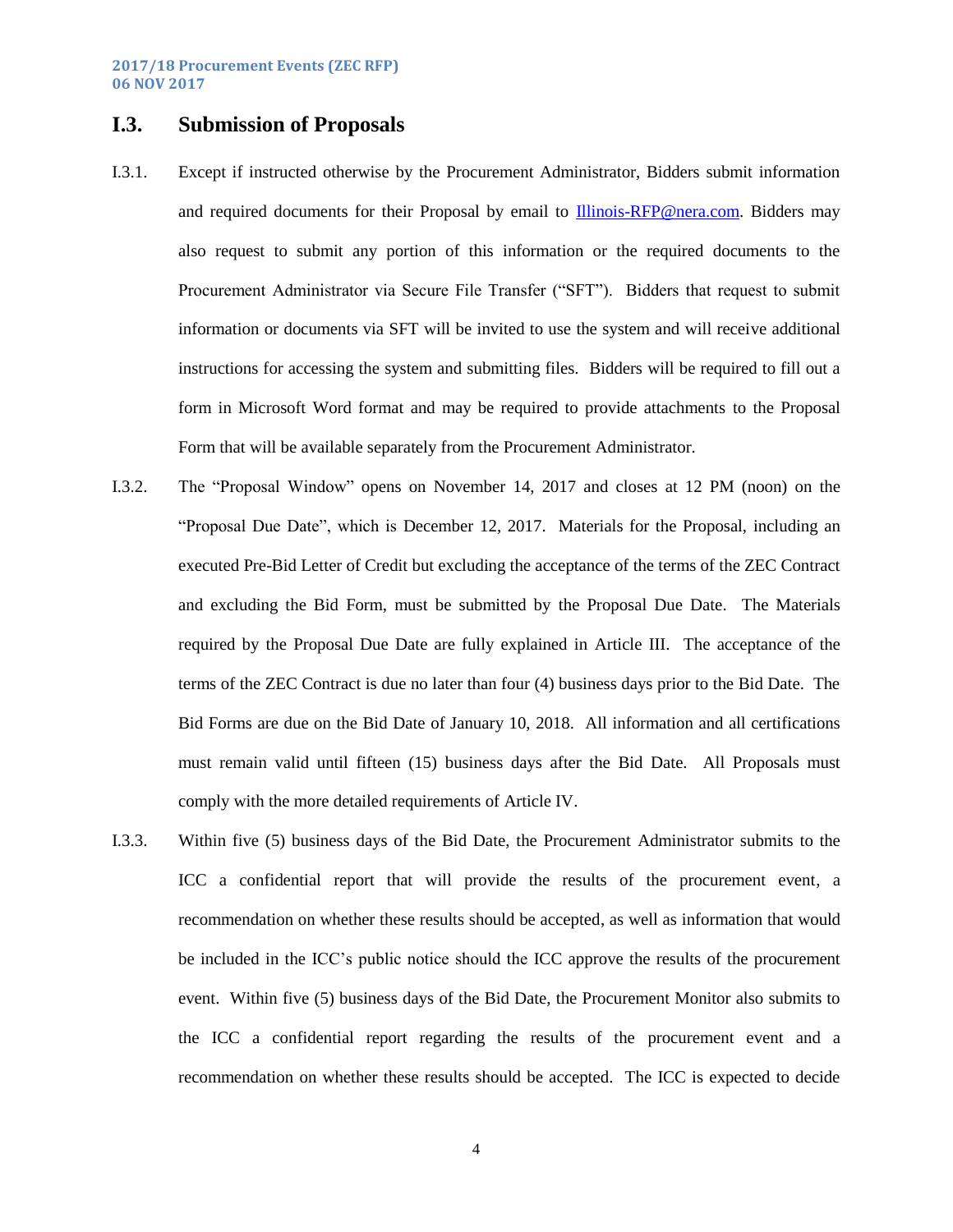## I.3. Submission of Proposals

I.3.1. Except if instructed otherwise by the Procurement Administrator, Bidders submit information and required documents for their Proposal by email to Illinois-RFP@nera.com. Bidders may also request to submit any portion of this information or the required documents to the Procurement Administrator via Secure File Transfer ("SFT"). Bidders that request to submit information or documents via SFT will be invited to use the system and will receive additional instructions for accessing the system and submitting files. Bidders will be required to fill out a form in Microsoft Word format and may be required to provide attachments to the Proposal Form that will be available separately from the Procurement Administrator.

I.3.2. The "Proposal Window" opens on November 14, 2017 and closes at 12 PM (noon) on the "Proposal Due Date", which is December 12, 2017. Materials for the Proposal, including an executed Pre-Bid Letter of Credit but excluding the acceptance of the terms of the ZEC Contract and excluding the Bid Form, must be submitted by the Proposal Due Date. The Materials required by the Proposal Due Date are fully explained in Article III. The acceptance of the terms of the ZEC Contract is due no later than four (4) business days prior to the Bid Date. The Bid Forms are due on the Bid Date of January 10, 2018. All information and all certifications must remain valid until fifteen (15) business days after the Bid Date. All Proposals must comply with the more detailed requirements of Article IV.

I.3.3. Within five (5) business days of the Bid Date, the Procurement Administrator submits to the ICC a confidential report that will provide the results of the procurement event, a recommendation on whether these results should be accepted, as well as information that would be included in the ICC's public notice should the ICC approve the results of the procurement event. Within five (5) business days of the Bid Date, the Procurement Monitor also submits to the ICC a confidential report regarding the results of the procurement event and a recommendation on whether these results should be accepted. The ICC is expected to decide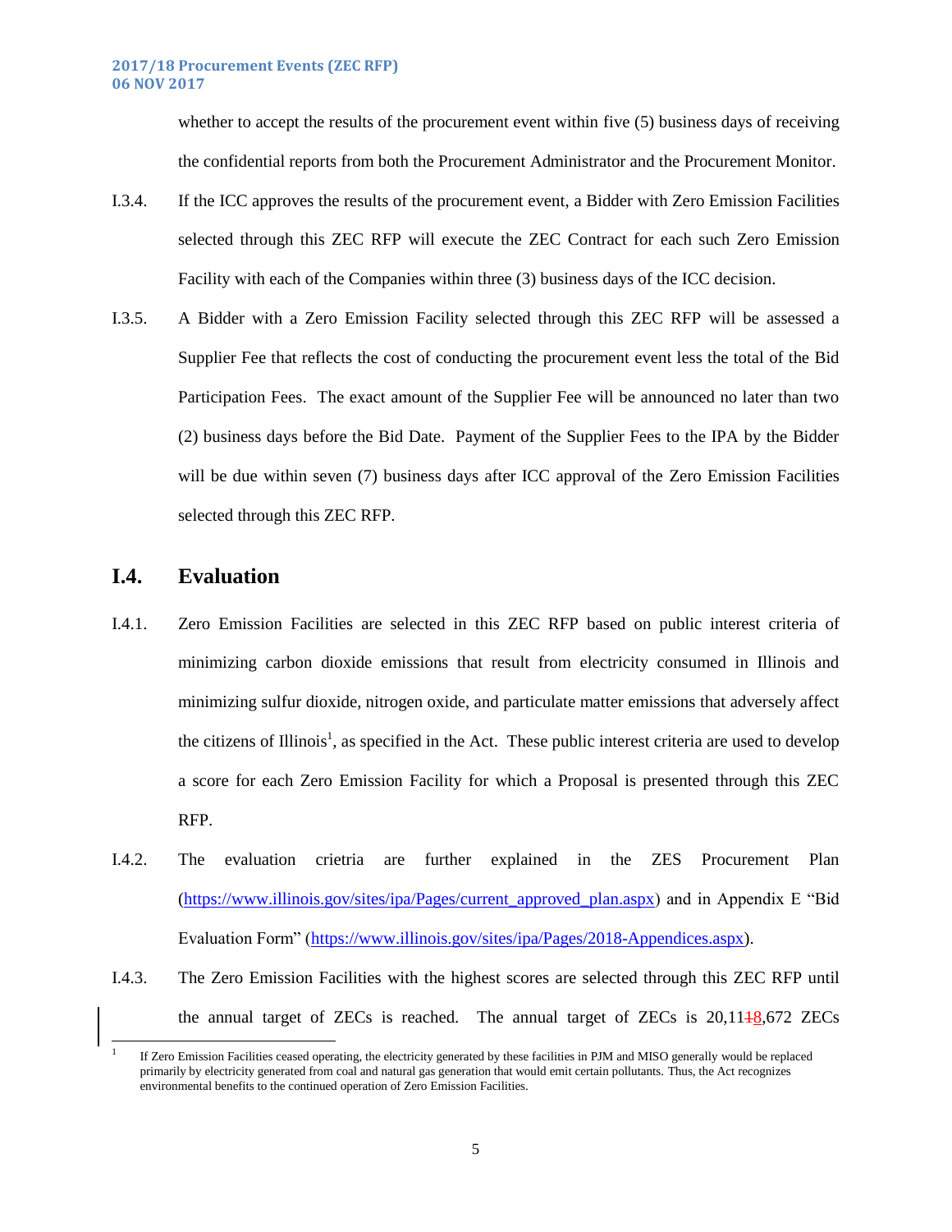whether to accept the results of the procurement event within five (5) business days of receiving the confidential reports from both the Procurement Administrator and the Procurement Monitor.

I.3.4. If the ICC approves the results of the procurement event, a Bidder with Zero Emission Facilities selected through this ZEC RFP will execute the ZEC Contract for each such Zero Emission Facility with each of the Companies within three (3) business days of the ICC decision.

I.3.5. A Bidder with a Zero Emission Facility selected through this ZEC RFP will be assessed a Supplier Fee that reflects the cost of conducting the procurement event less the total of the Bid Participation Fees. The exact amount of the Supplier Fee will be announced no later than two (2) business days before the Bid Date. Payment of the Supplier Fees to the IPA by the Bidder will be due within seven (7) business days after ICC approval of the Zero Emission Facilities selected through this ZEC RFP.

## I.4. Evaluation

I.4.1. Zero Emission Facilities are selected in this ZEC RFP based on public interest criteria of minimizing carbon dioxide emissions that result from electricity consumed in Illinois and minimizing sulfur dioxide, nitrogen oxide, and particulate matter emissions that adversely affect the citizens of Illinois[1], as specified in the Act. These public interest criteria are used to develop a score for each Zero Emission Facility for which a Proposal is presented through this ZEC RFP.

I.4.2. The evaluation crietria are further explained in the ZES Procurement Plan (https://www.illinois.gov/sites/ipa/Pages/current_approved_plan.aspx) and in Appendix E "Bid Evaluation Form" (https://www.illinois.gov/sites/ipa/Pages/2018-Appendices.aspx).

I.4.3. The Zero Emission Facilities with the highest scores are selected through this ZEC RFP until the annual target of ZECs is reached. The annual target of ZECs is 20,11~~1~~8,672 ZECs

[1] If Zero Emission Facilities ceased operating, the electricity generated by these facilities in PJM and MISO generally would be replaced primarily by electricity generated from coal and natural gas generation that would emit certain pollutants. Thus, the Act recognizes environmental benefits to the continued operation of Zero Emission Facilities.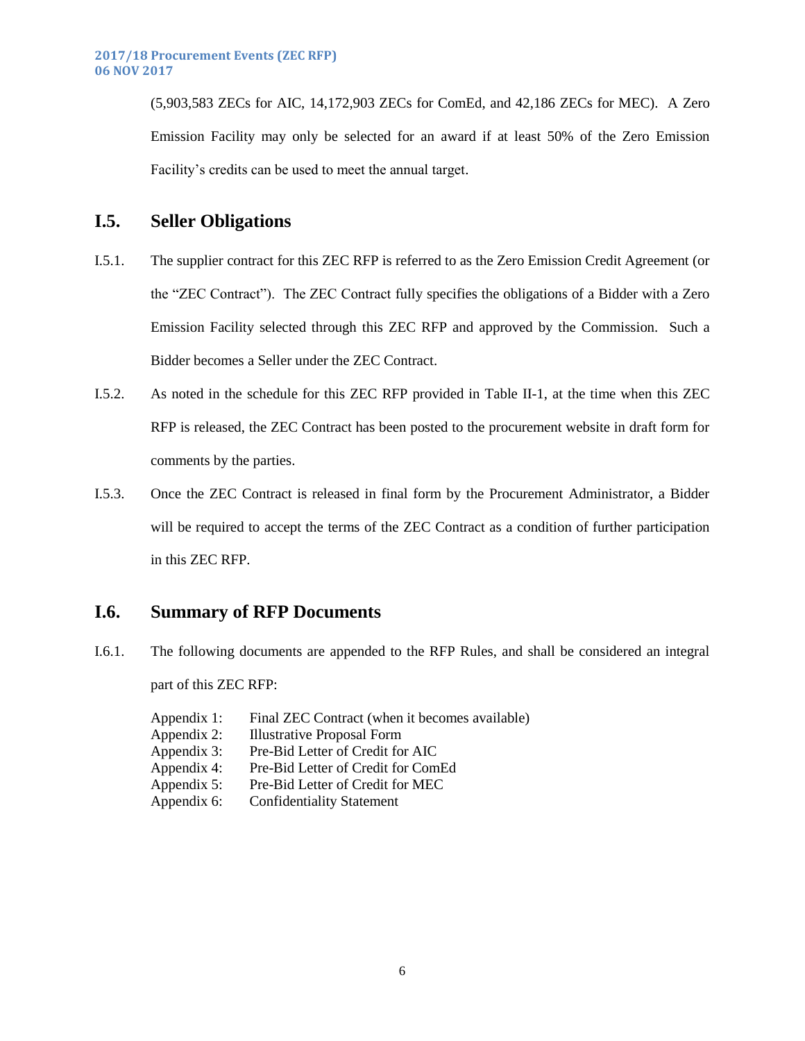(5,903,583 ZECs for AIC, 14,172,903 ZECs for ComEd, and 42,186 ZECs for MEC). A Zero Emission Facility may only be selected for an award if at least 50% of the Zero Emission Facility's credits can be used to meet the annual target.

## I.5. Seller Obligations

I.5.1. The supplier contract for this ZEC RFP is referred to as the Zero Emission Credit Agreement (or the "ZEC Contract"). The ZEC Contract fully specifies the obligations of a Bidder with a Zero Emission Facility selected through this ZEC RFP and approved by the Commission. Such a Bidder becomes a Seller under the ZEC Contract.

I.5.2. As noted in the schedule for this ZEC RFP provided in Table II-1, at the time when this ZEC RFP is released, the ZEC Contract has been posted to the procurement website in draft form for comments by the parties.

I.5.3. Once the ZEC Contract is released in final form by the Procurement Administrator, a Bidder will be required to accept the terms of the ZEC Contract as a condition of further participation in this ZEC RFP.

## I.6. Summary of RFP Documents

I.6.1. The following documents are appended to the RFP Rules, and shall be considered an integral part of this ZEC RFP:

- Appendix 1: Final ZEC Contract (when it becomes available)
- Appendix 2: Illustrative Proposal Form
- Appendix 3: Pre-Bid Letter of Credit for AIC
- Appendix 4: Pre-Bid Letter of Credit for ComEd
- Appendix 5: Pre-Bid Letter of Credit for MEC
- Appendix 6: Confidentiality Statement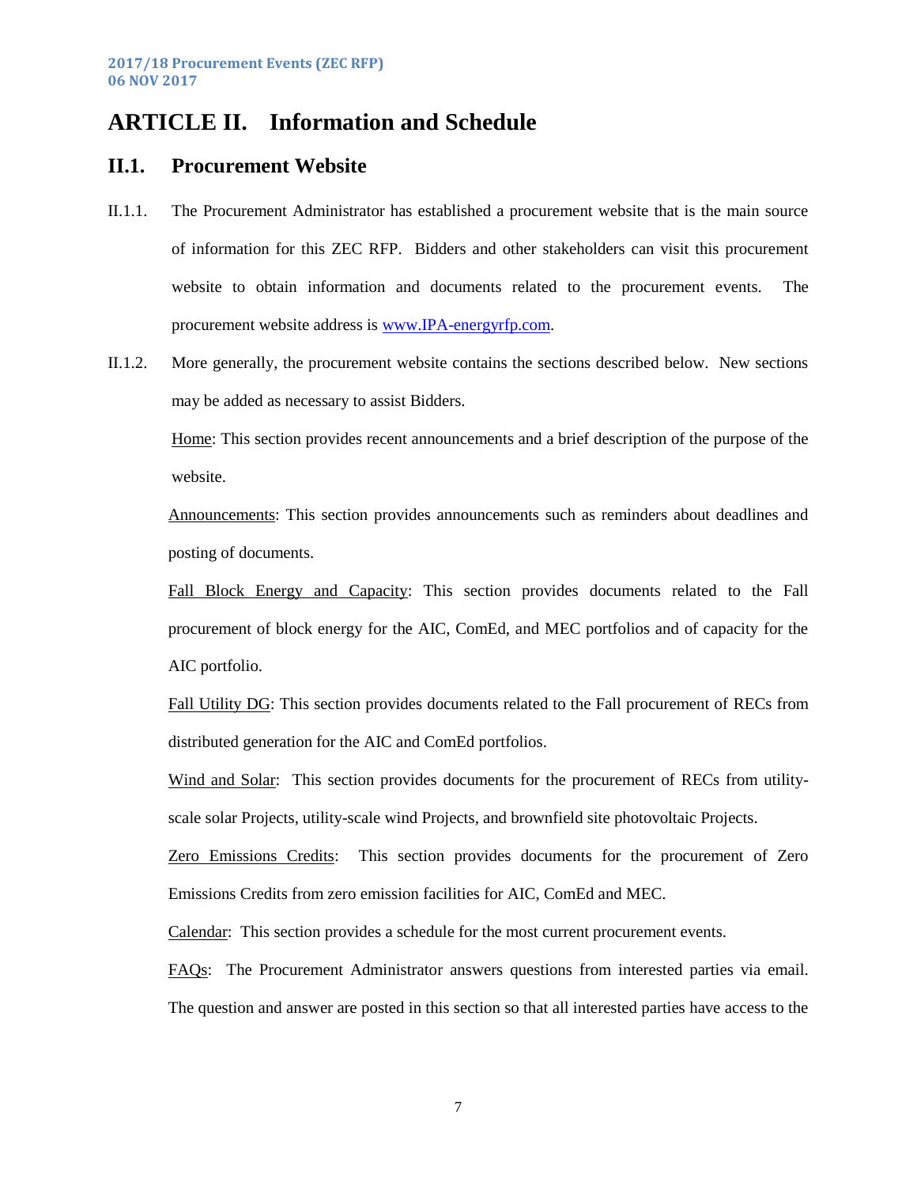# ARTICLE II. Information and Schedule

## II.1. Procurement Website

II.1.1. The Procurement Administrator has established a procurement website that is the main source of information for this ZEC RFP. Bidders and other stakeholders can visit this procurement website to obtain information and documents related to the procurement events. The procurement website address is www.IPA-energyrfp.com.

II.1.2. More generally, the procurement website contains the sections described below. New sections may be added as necessary to assist Bidders.

Home: This section provides recent announcements and a brief description of the purpose of the website.

Announcements: This section provides announcements such as reminders about deadlines and posting of documents.

Fall Block Energy and Capacity: This section provides documents related to the Fall procurement of block energy for the AIC, ComEd, and MEC portfolios and of capacity for the AIC portfolio.

Fall Utility DG: This section provides documents related to the Fall procurement of RECs from distributed generation for the AIC and ComEd portfolios.

Wind and Solar: This section provides documents for the procurement of RECs from utility-scale solar Projects, utility-scale wind Projects, and brownfield site photovoltaic Projects.

Zero Emissions Credits: This section provides documents for the procurement of Zero Emissions Credits from zero emission facilities for AIC, ComEd and MEC.

Calendar: This section provides a schedule for the most current procurement events.

FAQs: The Procurement Administrator answers questions from interested parties via email. The question and answer are posted in this section so that all interested parties have access to the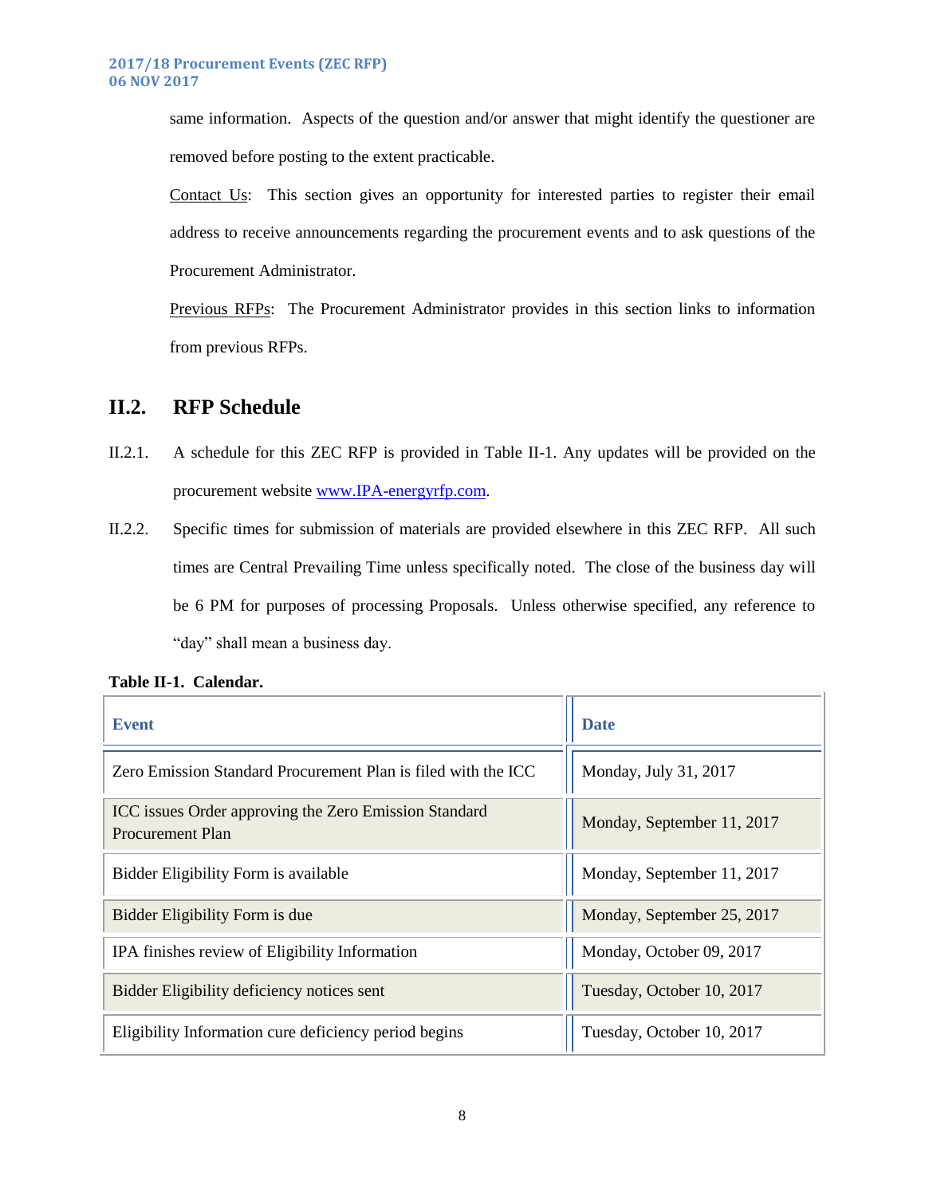same information. Aspects of the question and/or answer that might identify the questioner are removed before posting to the extent practicable.

Contact Us: This section gives an opportunity for interested parties to register their email address to receive announcements regarding the procurement events and to ask questions of the Procurement Administrator.

Previous RFPs: The Procurement Administrator provides in this section links to information from previous RFPs.

## II.2. RFP Schedule

II.2.1. A schedule for this ZEC RFP is provided in Table II-1. Any updates will be provided on the procurement website www.IPA-energyrfp.com.

II.2.2. Specific times for submission of materials are provided elsewhere in this ZEC RFP. All such times are Central Prevailing Time unless specifically noted. The close of the business day will be 6 PM for purposes of processing Proposals. Unless otherwise specified, any reference to "day" shall mean a business day.

**Table II-1. Calendar.**

| Event | Date |
|---|---|
| Zero Emission Standard Procurement Plan is filed with the ICC | Monday, July 31, 2017 |
| ICC issues Order approving the Zero Emission Standard Procurement Plan | Monday, September 11, 2017 |
| Bidder Eligibility Form is available | Monday, September 11, 2017 |
| Bidder Eligibility Form is due | Monday, September 25, 2017 |
| IPA finishes review of Eligibility Information | Monday, October 09, 2017 |
| Bidder Eligibility deficiency notices sent | Tuesday, October 10, 2017 |
| Eligibility Information cure deficiency period begins | Tuesday, October 10, 2017 |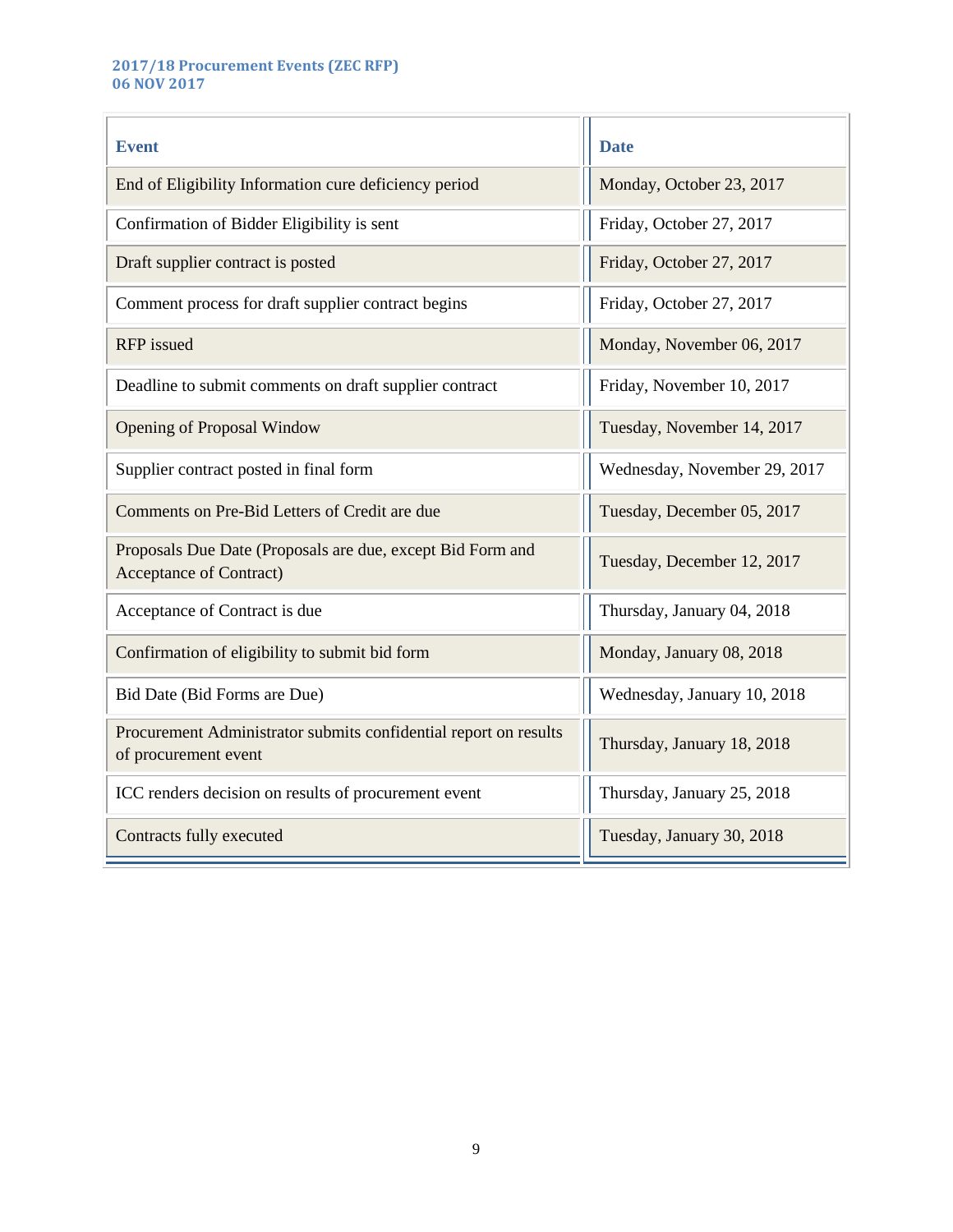**2017/18 Procurement Events (ZEC RFP)**
**06 NOV 2017**

| Event | Date |
|---|---|
| End of Eligibility Information cure deficiency period | Monday, October 23, 2017 |
| Confirmation of Bidder Eligibility is sent | Friday, October 27, 2017 |
| Draft supplier contract is posted | Friday, October 27, 2017 |
| Comment process for draft supplier contract begins | Friday, October 27, 2017 |
| RFP issued | Monday, November 06, 2017 |
| Deadline to submit comments on draft supplier contract | Friday, November 10, 2017 |
| Opening of Proposal Window | Tuesday, November 14, 2017 |
| Supplier contract posted in final form | Wednesday, November 29, 2017 |
| Comments on Pre-Bid Letters of Credit are due | Tuesday, December 05, 2017 |
| Proposals Due Date (Proposals are due, except Bid Form and Acceptance of Contract) | Tuesday, December 12, 2017 |
| Acceptance of Contract is due | Thursday, January 04, 2018 |
| Confirmation of eligibility to submit bid form | Monday, January 08, 2018 |
| Bid Date (Bid Forms are Due) | Wednesday, January 10, 2018 |
| Procurement Administrator submits confidential report on results of procurement event | Thursday, January 18, 2018 |
| ICC renders decision on results of procurement event | Thursday, January 25, 2018 |
| Contracts fully executed | Tuesday, January 30, 2018 |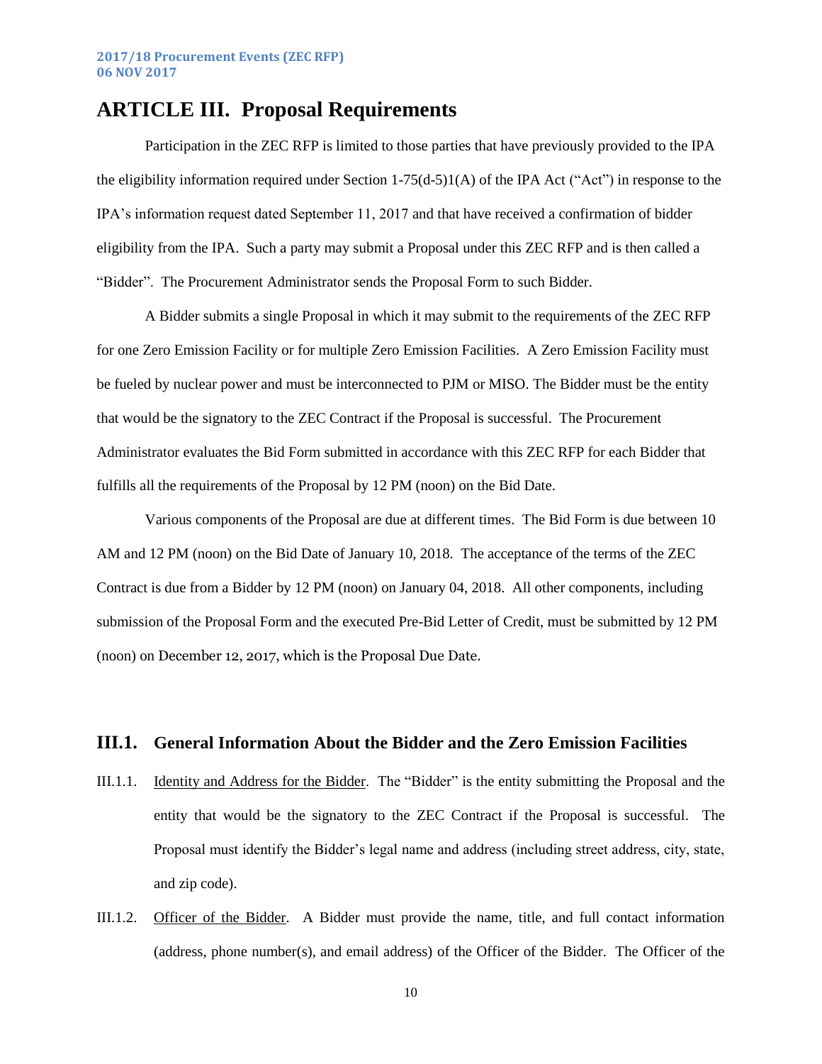# ARTICLE III. Proposal Requirements

Participation in the ZEC RFP is limited to those parties that have previously provided to the IPA the eligibility information required under Section 1-75(d-5)1(A) of the IPA Act ("Act") in response to the IPA's information request dated September 11, 2017 and that have received a confirmation of bidder eligibility from the IPA. Such a party may submit a Proposal under this ZEC RFP and is then called a "Bidder". The Procurement Administrator sends the Proposal Form to such Bidder.

A Bidder submits a single Proposal in which it may submit to the requirements of the ZEC RFP for one Zero Emission Facility or for multiple Zero Emission Facilities. A Zero Emission Facility must be fueled by nuclear power and must be interconnected to PJM or MISO. The Bidder must be the entity that would be the signatory to the ZEC Contract if the Proposal is successful. The Procurement Administrator evaluates the Bid Form submitted in accordance with this ZEC RFP for each Bidder that fulfills all the requirements of the Proposal by 12 PM (noon) on the Bid Date.

Various components of the Proposal are due at different times. The Bid Form is due between 10 AM and 12 PM (noon) on the Bid Date of January 10, 2018. The acceptance of the terms of the ZEC Contract is due from a Bidder by 12 PM (noon) on January 04, 2018. All other components, including submission of the Proposal Form and the executed Pre-Bid Letter of Credit, must be submitted by 12 PM (noon) on December 12, 2017, which is the Proposal Due Date.

## III.1. General Information About the Bidder and the Zero Emission Facilities

III.1.1. Identity and Address for the Bidder. The "Bidder" is the entity submitting the Proposal and the entity that would be the signatory to the ZEC Contract if the Proposal is successful. The Proposal must identify the Bidder's legal name and address (including street address, city, state, and zip code).

III.1.2. Officer of the Bidder. A Bidder must provide the name, title, and full contact information (address, phone number(s), and email address) of the Officer of the Bidder. The Officer of the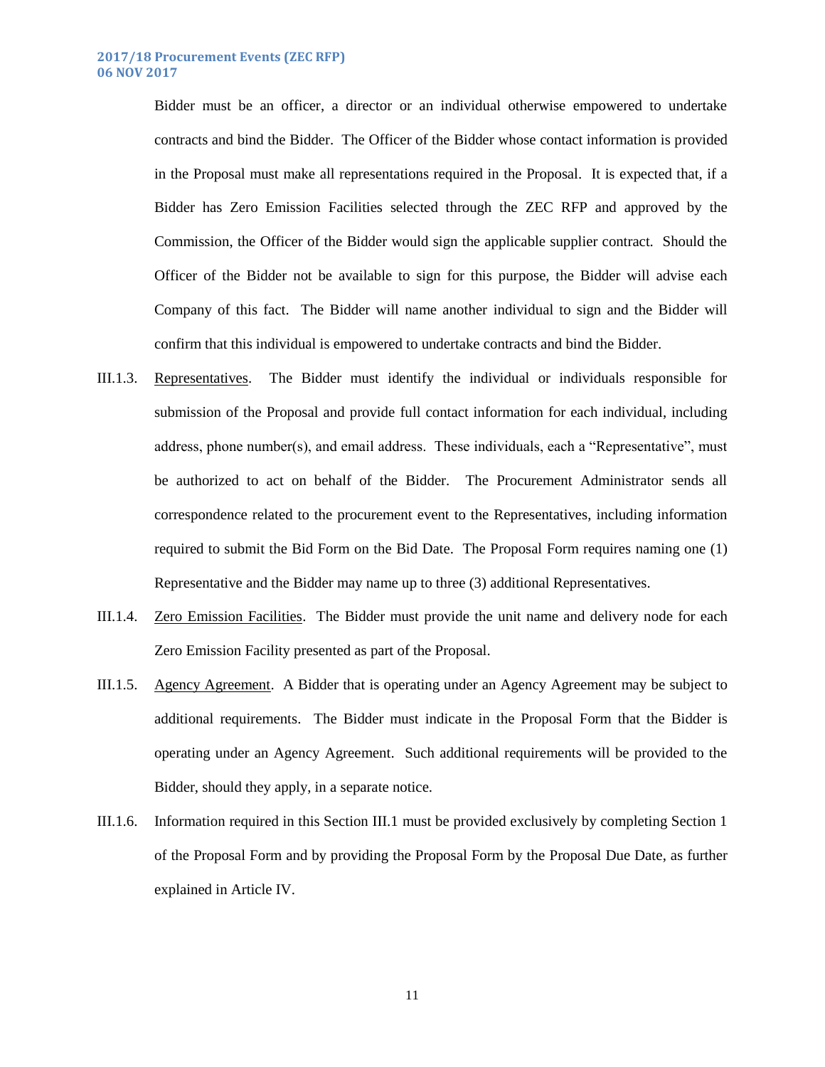Bidder must be an officer, a director or an individual otherwise empowered to undertake contracts and bind the Bidder. The Officer of the Bidder whose contact information is provided in the Proposal must make all representations required in the Proposal. It is expected that, if a Bidder has Zero Emission Facilities selected through the ZEC RFP and approved by the Commission, the Officer of the Bidder would sign the applicable supplier contract. Should the Officer of the Bidder not be available to sign for this purpose, the Bidder will advise each Company of this fact. The Bidder will name another individual to sign and the Bidder will confirm that this individual is empowered to undertake contracts and bind the Bidder.

III.1.3. Representatives. The Bidder must identify the individual or individuals responsible for submission of the Proposal and provide full contact information for each individual, including address, phone number(s), and email address. These individuals, each a "Representative", must be authorized to act on behalf of the Bidder. The Procurement Administrator sends all correspondence related to the procurement event to the Representatives, including information required to submit the Bid Form on the Bid Date. The Proposal Form requires naming one (1) Representative and the Bidder may name up to three (3) additional Representatives.

III.1.4. Zero Emission Facilities. The Bidder must provide the unit name and delivery node for each Zero Emission Facility presented as part of the Proposal.

III.1.5. Agency Agreement. A Bidder that is operating under an Agency Agreement may be subject to additional requirements. The Bidder must indicate in the Proposal Form that the Bidder is operating under an Agency Agreement. Such additional requirements will be provided to the Bidder, should they apply, in a separate notice.

III.1.6. Information required in this Section III.1 must be provided exclusively by completing Section 1 of the Proposal Form and by providing the Proposal Form by the Proposal Due Date, as further explained in Article IV.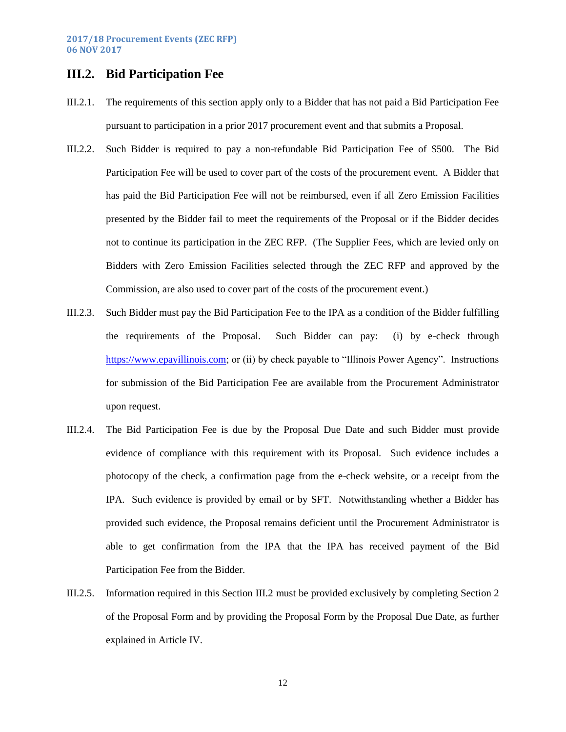## III.2. Bid Participation Fee

III.2.1. The requirements of this section apply only to a Bidder that has not paid a Bid Participation Fee pursuant to participation in a prior 2017 procurement event and that submits a Proposal.

III.2.2. Such Bidder is required to pay a non-refundable Bid Participation Fee of $500. The Bid Participation Fee will be used to cover part of the costs of the procurement event. A Bidder that has paid the Bid Participation Fee will not be reimbursed, even if all Zero Emission Facilities presented by the Bidder fail to meet the requirements of the Proposal or if the Bidder decides not to continue its participation in the ZEC RFP. (The Supplier Fees, which are levied only on Bidders with Zero Emission Facilities selected through the ZEC RFP and approved by the Commission, are also used to cover part of the costs of the procurement event.)

III.2.3. Such Bidder must pay the Bid Participation Fee to the IPA as a condition of the Bidder fulfilling the requirements of the Proposal. Such Bidder can pay: (i) by e-check through https://www.epayillinois.com; or (ii) by check payable to "Illinois Power Agency". Instructions for submission of the Bid Participation Fee are available from the Procurement Administrator upon request.

III.2.4. The Bid Participation Fee is due by the Proposal Due Date and such Bidder must provide evidence of compliance with this requirement with its Proposal. Such evidence includes a photocopy of the check, a confirmation page from the e-check website, or a receipt from the IPA. Such evidence is provided by email or by SFT. Notwithstanding whether a Bidder has provided such evidence, the Proposal remains deficient until the Procurement Administrator is able to get confirmation from the IPA that the IPA has received payment of the Bid Participation Fee from the Bidder.

III.2.5. Information required in this Section III.2 must be provided exclusively by completing Section 2 of the Proposal Form and by providing the Proposal Form by the Proposal Due Date, as further explained in Article IV.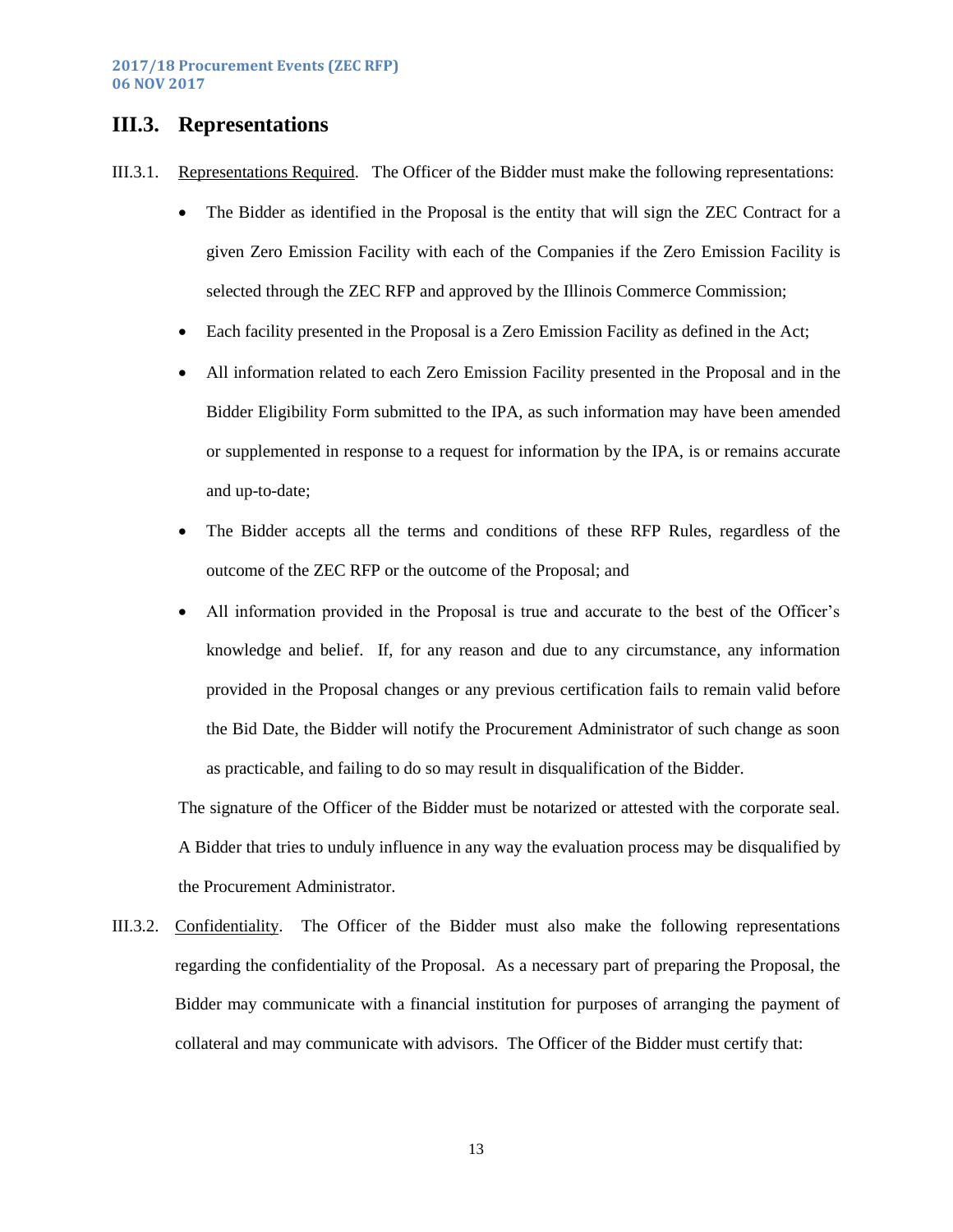## III.3. Representations

III.3.1. Representations Required. The Officer of the Bidder must make the following representations:

- The Bidder as identified in the Proposal is the entity that will sign the ZEC Contract for a given Zero Emission Facility with each of the Companies if the Zero Emission Facility is selected through the ZEC RFP and approved by the Illinois Commerce Commission;
- Each facility presented in the Proposal is a Zero Emission Facility as defined in the Act;
- All information related to each Zero Emission Facility presented in the Proposal and in the Bidder Eligibility Form submitted to the IPA, as such information may have been amended or supplemented in response to a request for information by the IPA, is or remains accurate and up-to-date;
- The Bidder accepts all the terms and conditions of these RFP Rules, regardless of the outcome of the ZEC RFP or the outcome of the Proposal; and
- All information provided in the Proposal is true and accurate to the best of the Officer's knowledge and belief. If, for any reason and due to any circumstance, any information provided in the Proposal changes or any previous certification fails to remain valid before the Bid Date, the Bidder will notify the Procurement Administrator of such change as soon as practicable, and failing to do so may result in disqualification of the Bidder.

The signature of the Officer of the Bidder must be notarized or attested with the corporate seal. A Bidder that tries to unduly influence in any way the evaluation process may be disqualified by the Procurement Administrator.

III.3.2. Confidentiality. The Officer of the Bidder must also make the following representations regarding the confidentiality of the Proposal. As a necessary part of preparing the Proposal, the Bidder may communicate with a financial institution for purposes of arranging the payment of collateral and may communicate with advisors. The Officer of the Bidder must certify that: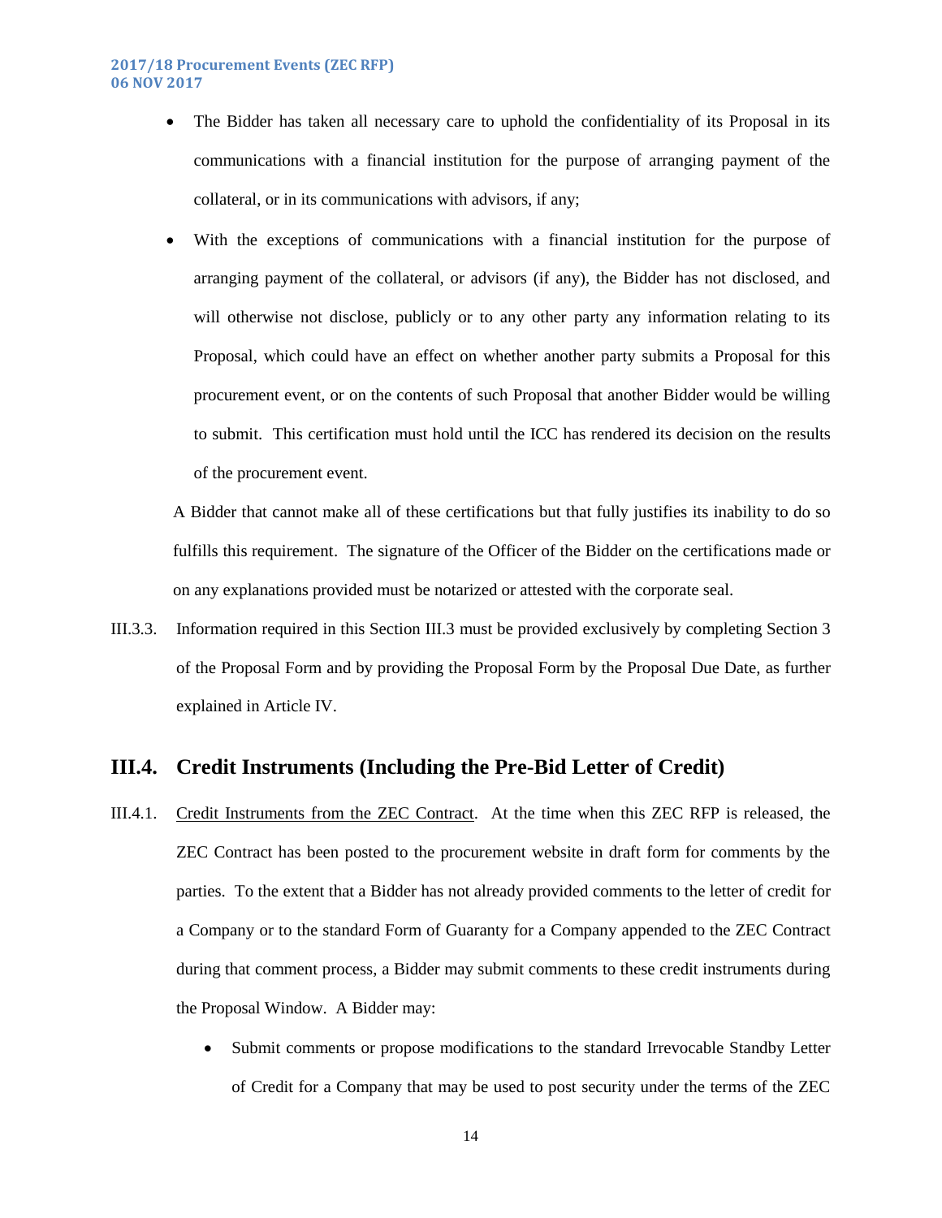- The Bidder has taken all necessary care to uphold the confidentiality of its Proposal in its communications with a financial institution for the purpose of arranging payment of the collateral, or in its communications with advisors, if any;
- With the exceptions of communications with a financial institution for the purpose of arranging payment of the collateral, or advisors (if any), the Bidder has not disclosed, and will otherwise not disclose, publicly or to any other party any information relating to its Proposal, which could have an effect on whether another party submits a Proposal for this procurement event, or on the contents of such Proposal that another Bidder would be willing to submit. This certification must hold until the ICC has rendered its decision on the results of the procurement event.

A Bidder that cannot make all of these certifications but that fully justifies its inability to do so fulfills this requirement. The signature of the Officer of the Bidder on the certifications made or on any explanations provided must be notarized or attested with the corporate seal.

III.3.3. Information required in this Section III.3 must be provided exclusively by completing Section 3 of the Proposal Form and by providing the Proposal Form by the Proposal Due Date, as further explained in Article IV.

## III.4. Credit Instruments (Including the Pre-Bid Letter of Credit)

III.4.1. Credit Instruments from the ZEC Contract. At the time when this ZEC RFP is released, the ZEC Contract has been posted to the procurement website in draft form for comments by the parties. To the extent that a Bidder has not already provided comments to the letter of credit for a Company or to the standard Form of Guaranty for a Company appended to the ZEC Contract during that comment process, a Bidder may submit comments to these credit instruments during the Proposal Window. A Bidder may:

- Submit comments or propose modifications to the standard Irrevocable Standby Letter of Credit for a Company that may be used to post security under the terms of the ZEC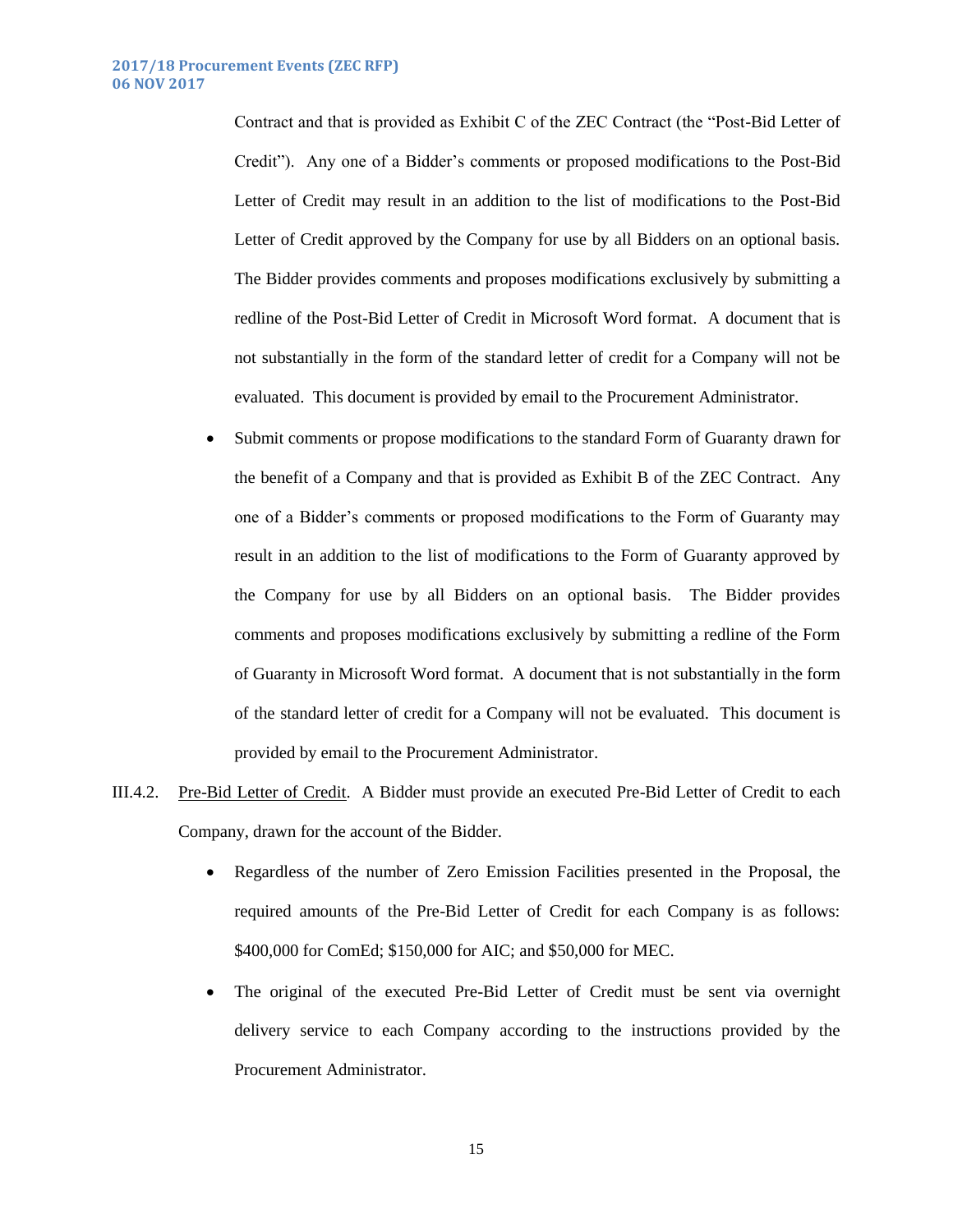Contract and that is provided as Exhibit C of the ZEC Contract (the "Post-Bid Letter of Credit"). Any one of a Bidder's comments or proposed modifications to the Post-Bid Letter of Credit may result in an addition to the list of modifications to the Post-Bid Letter of Credit approved by the Company for use by all Bidders on an optional basis. The Bidder provides comments and proposes modifications exclusively by submitting a redline of the Post-Bid Letter of Credit in Microsoft Word format. A document that is not substantially in the form of the standard letter of credit for a Company will not be evaluated. This document is provided by email to the Procurement Administrator.

- Submit comments or propose modifications to the standard Form of Guaranty drawn for the benefit of a Company and that is provided as Exhibit B of the ZEC Contract. Any one of a Bidder's comments or proposed modifications to the Form of Guaranty may result in an addition to the list of modifications to the Form of Guaranty approved by the Company for use by all Bidders on an optional basis. The Bidder provides comments and proposes modifications exclusively by submitting a redline of the Form of Guaranty in Microsoft Word format. A document that is not substantially in the form of the standard letter of credit for a Company will not be evaluated. This document is provided by email to the Procurement Administrator.

III.4.2. Pre-Bid Letter of Credit. A Bidder must provide an executed Pre-Bid Letter of Credit to each Company, drawn for the account of the Bidder.

- Regardless of the number of Zero Emission Facilities presented in the Proposal, the required amounts of the Pre-Bid Letter of Credit for each Company is as follows: $400,000 for ComEd; $150,000 for AIC; and $50,000 for MEC.
- The original of the executed Pre-Bid Letter of Credit must be sent via overnight delivery service to each Company according to the instructions provided by the Procurement Administrator.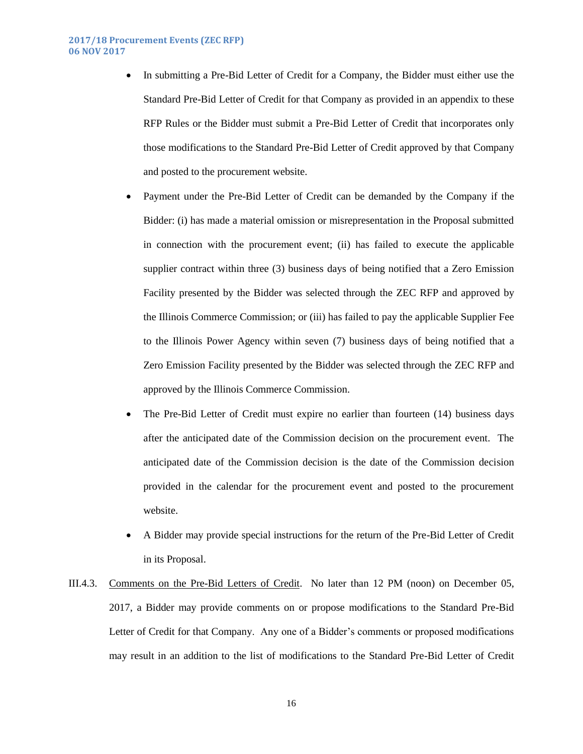- In submitting a Pre-Bid Letter of Credit for a Company, the Bidder must either use the Standard Pre-Bid Letter of Credit for that Company as provided in an appendix to these RFP Rules or the Bidder must submit a Pre-Bid Letter of Credit that incorporates only those modifications to the Standard Pre-Bid Letter of Credit approved by that Company and posted to the procurement website.
- Payment under the Pre-Bid Letter of Credit can be demanded by the Company if the Bidder: (i) has made a material omission or misrepresentation in the Proposal submitted in connection with the procurement event; (ii) has failed to execute the applicable supplier contract within three (3) business days of being notified that a Zero Emission Facility presented by the Bidder was selected through the ZEC RFP and approved by the Illinois Commerce Commission; or (iii) has failed to pay the applicable Supplier Fee to the Illinois Power Agency within seven (7) business days of being notified that a Zero Emission Facility presented by the Bidder was selected through the ZEC RFP and approved by the Illinois Commerce Commission.
- The Pre-Bid Letter of Credit must expire no earlier than fourteen (14) business days after the anticipated date of the Commission decision on the procurement event. The anticipated date of the Commission decision is the date of the Commission decision provided in the calendar for the procurement event and posted to the procurement website.
- A Bidder may provide special instructions for the return of the Pre-Bid Letter of Credit in its Proposal.

III.4.3. Comments on the Pre-Bid Letters of Credit. No later than 12 PM (noon) on December 05, 2017, a Bidder may provide comments on or propose modifications to the Standard Pre-Bid Letter of Credit for that Company. Any one of a Bidder's comments or proposed modifications may result in an addition to the list of modifications to the Standard Pre-Bid Letter of Credit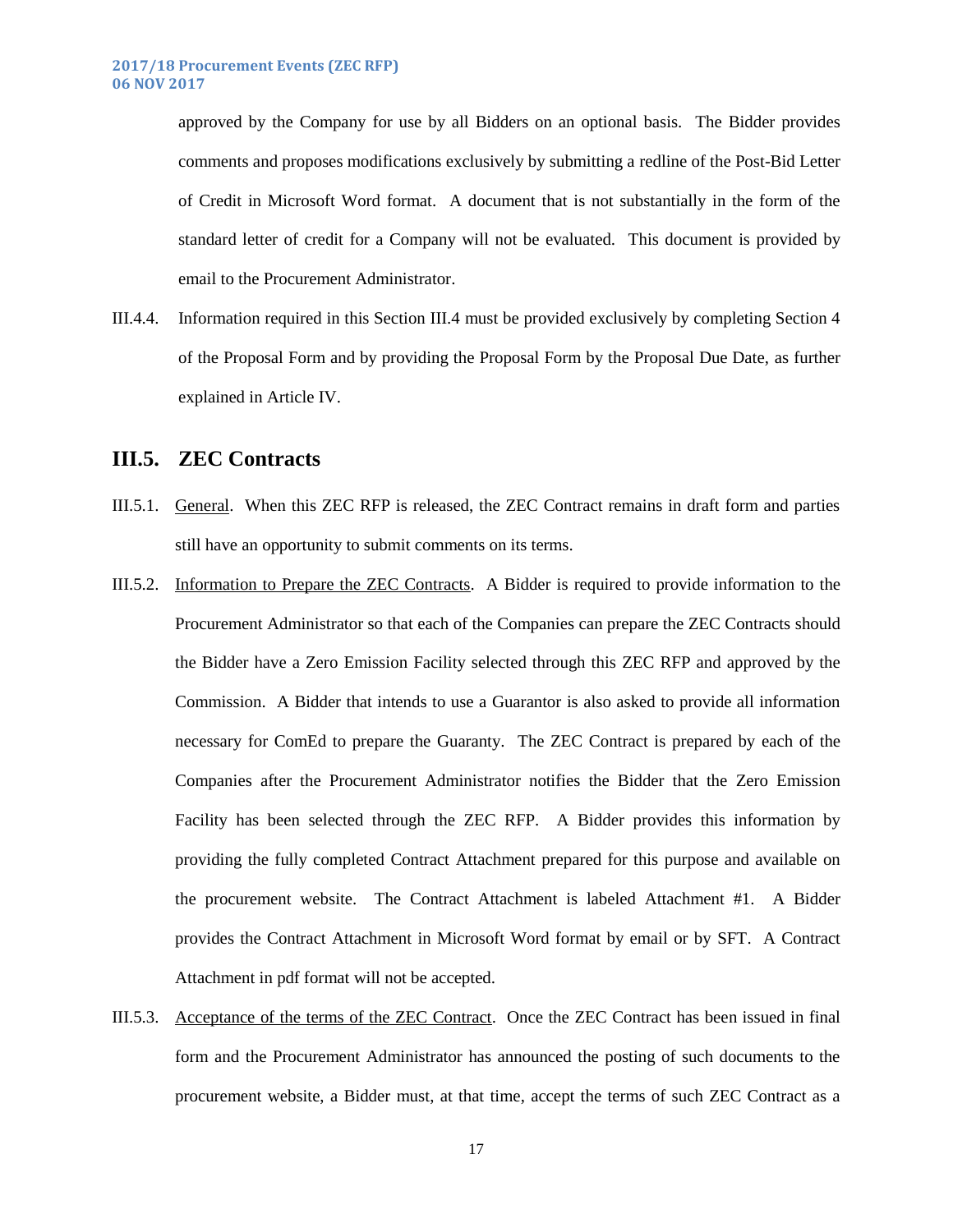approved by the Company for use by all Bidders on an optional basis. The Bidder provides comments and proposes modifications exclusively by submitting a redline of the Post-Bid Letter of Credit in Microsoft Word format. A document that is not substantially in the form of the standard letter of credit for a Company will not be evaluated. This document is provided by email to the Procurement Administrator.

III.4.4. Information required in this Section III.4 must be provided exclusively by completing Section 4 of the Proposal Form and by providing the Proposal Form by the Proposal Due Date, as further explained in Article IV.

## III.5. ZEC Contracts

III.5.1. General. When this ZEC RFP is released, the ZEC Contract remains in draft form and parties still have an opportunity to submit comments on its terms.

III.5.2. Information to Prepare the ZEC Contracts. A Bidder is required to provide information to the Procurement Administrator so that each of the Companies can prepare the ZEC Contracts should the Bidder have a Zero Emission Facility selected through this ZEC RFP and approved by the Commission. A Bidder that intends to use a Guarantor is also asked to provide all information necessary for ComEd to prepare the Guaranty. The ZEC Contract is prepared by each of the Companies after the Procurement Administrator notifies the Bidder that the Zero Emission Facility has been selected through the ZEC RFP. A Bidder provides this information by providing the fully completed Contract Attachment prepared for this purpose and available on the procurement website. The Contract Attachment is labeled Attachment #1. A Bidder provides the Contract Attachment in Microsoft Word format by email or by SFT. A Contract Attachment in pdf format will not be accepted.

III.5.3. Acceptance of the terms of the ZEC Contract. Once the ZEC Contract has been issued in final form and the Procurement Administrator has announced the posting of such documents to the procurement website, a Bidder must, at that time, accept the terms of such ZEC Contract as a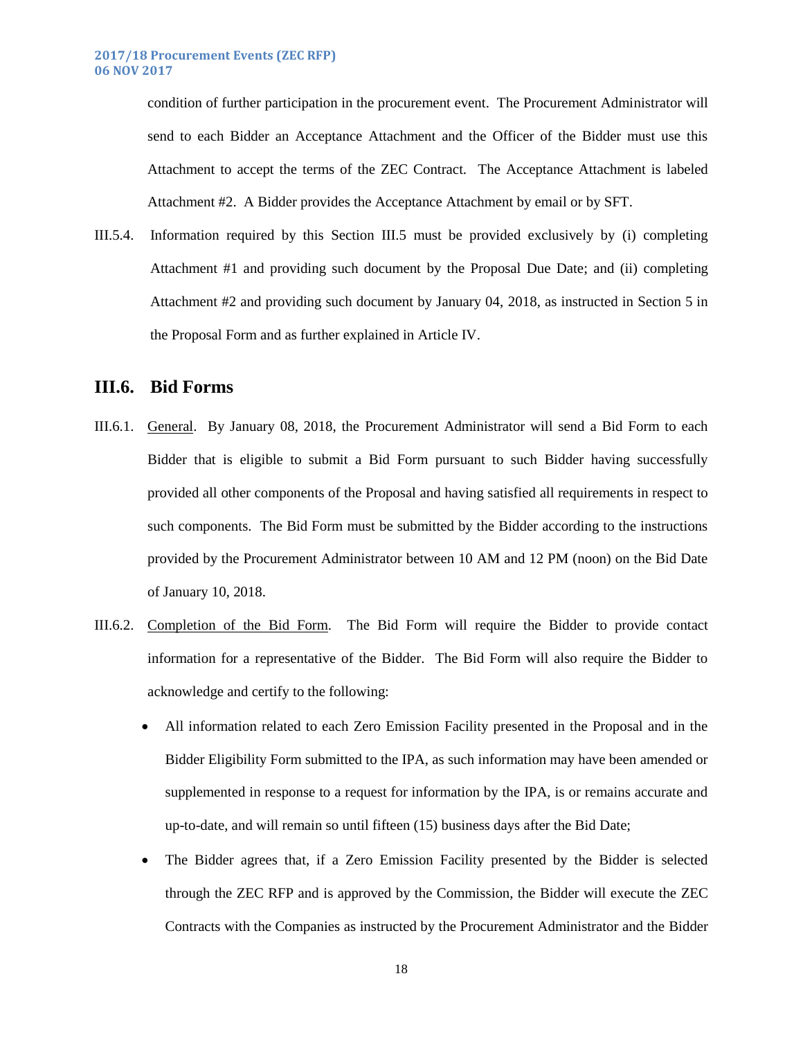condition of further participation in the procurement event. The Procurement Administrator will send to each Bidder an Acceptance Attachment and the Officer of the Bidder must use this Attachment to accept the terms of the ZEC Contract. The Acceptance Attachment is labeled Attachment #2. A Bidder provides the Acceptance Attachment by email or by SFT.

III.5.4. Information required by this Section III.5 must be provided exclusively by (i) completing Attachment #1 and providing such document by the Proposal Due Date; and (ii) completing Attachment #2 and providing such document by January 04, 2018, as instructed in Section 5 in the Proposal Form and as further explained in Article IV.

## III.6. Bid Forms

III.6.1. General. By January 08, 2018, the Procurement Administrator will send a Bid Form to each Bidder that is eligible to submit a Bid Form pursuant to such Bidder having successfully provided all other components of the Proposal and having satisfied all requirements in respect to such components. The Bid Form must be submitted by the Bidder according to the instructions provided by the Procurement Administrator between 10 AM and 12 PM (noon) on the Bid Date of January 10, 2018.

III.6.2. Completion of the Bid Form. The Bid Form will require the Bidder to provide contact information for a representative of the Bidder. The Bid Form will also require the Bidder to acknowledge and certify to the following:

- All information related to each Zero Emission Facility presented in the Proposal and in the Bidder Eligibility Form submitted to the IPA, as such information may have been amended or supplemented in response to a request for information by the IPA, is or remains accurate and up-to-date, and will remain so until fifteen (15) business days after the Bid Date;
- The Bidder agrees that, if a Zero Emission Facility presented by the Bidder is selected through the ZEC RFP and is approved by the Commission, the Bidder will execute the ZEC Contracts with the Companies as instructed by the Procurement Administrator and the Bidder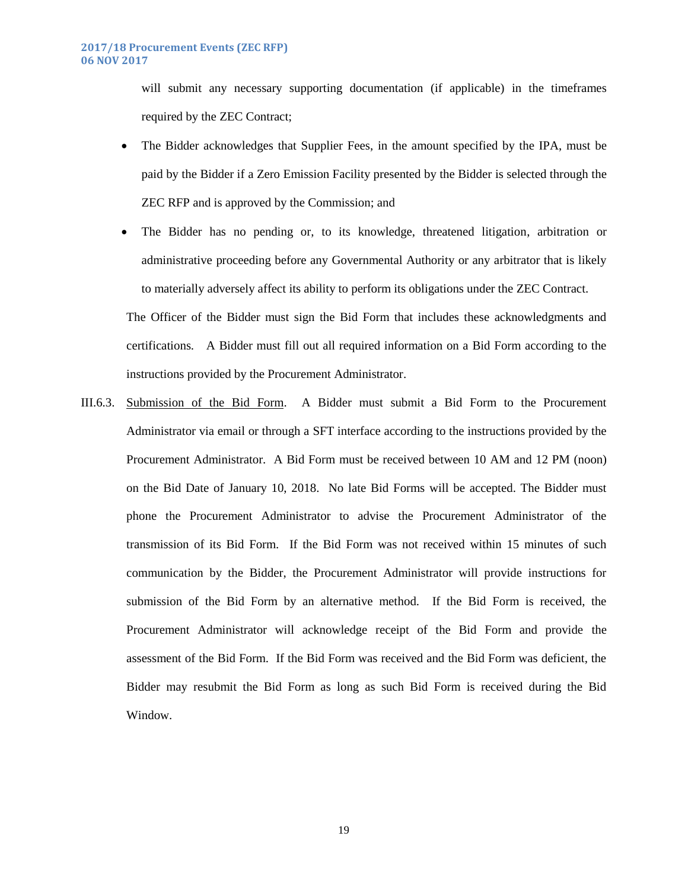will submit any necessary supporting documentation (if applicable) in the timeframes required by the ZEC Contract;

- The Bidder acknowledges that Supplier Fees, in the amount specified by the IPA, must be paid by the Bidder if a Zero Emission Facility presented by the Bidder is selected through the ZEC RFP and is approved by the Commission; and
- The Bidder has no pending or, to its knowledge, threatened litigation, arbitration or administrative proceeding before any Governmental Authority or any arbitrator that is likely to materially adversely affect its ability to perform its obligations under the ZEC Contract.

The Officer of the Bidder must sign the Bid Form that includes these acknowledgments and certifications. A Bidder must fill out all required information on a Bid Form according to the instructions provided by the Procurement Administrator.

III.6.3. Submission of the Bid Form. A Bidder must submit a Bid Form to the Procurement Administrator via email or through a SFT interface according to the instructions provided by the Procurement Administrator. A Bid Form must be received between 10 AM and 12 PM (noon) on the Bid Date of January 10, 2018. No late Bid Forms will be accepted. The Bidder must phone the Procurement Administrator to advise the Procurement Administrator of the transmission of its Bid Form. If the Bid Form was not received within 15 minutes of such communication by the Bidder, the Procurement Administrator will provide instructions for submission of the Bid Form by an alternative method. If the Bid Form is received, the Procurement Administrator will acknowledge receipt of the Bid Form and provide the assessment of the Bid Form. If the Bid Form was received and the Bid Form was deficient, the Bidder may resubmit the Bid Form as long as such Bid Form is received during the Bid Window.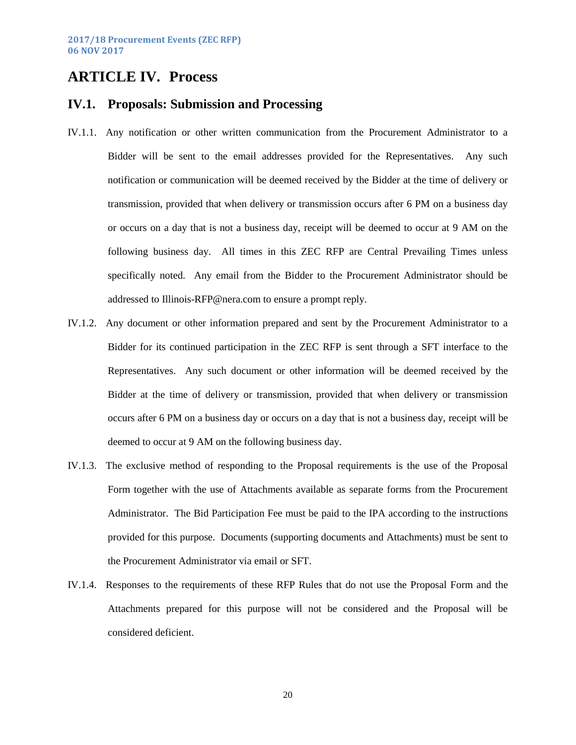# ARTICLE IV. Process

## IV.1. Proposals: Submission and Processing

IV.1.1. Any notification or other written communication from the Procurement Administrator to a Bidder will be sent to the email addresses provided for the Representatives. Any such notification or communication will be deemed received by the Bidder at the time of delivery or transmission, provided that when delivery or transmission occurs after 6 PM on a business day or occurs on a day that is not a business day, receipt will be deemed to occur at 9 AM on the following business day. All times in this ZEC RFP are Central Prevailing Times unless specifically noted. Any email from the Bidder to the Procurement Administrator should be addressed to Illinois-RFP@nera.com to ensure a prompt reply.

IV.1.2. Any document or other information prepared and sent by the Procurement Administrator to a Bidder for its continued participation in the ZEC RFP is sent through a SFT interface to the Representatives. Any such document or other information will be deemed received by the Bidder at the time of delivery or transmission, provided that when delivery or transmission occurs after 6 PM on a business day or occurs on a day that is not a business day, receipt will be deemed to occur at 9 AM on the following business day.

IV.1.3. The exclusive method of responding to the Proposal requirements is the use of the Proposal Form together with the use of Attachments available as separate forms from the Procurement Administrator. The Bid Participation Fee must be paid to the IPA according to the instructions provided for this purpose. Documents (supporting documents and Attachments) must be sent to the Procurement Administrator via email or SFT.

IV.1.4. Responses to the requirements of these RFP Rules that do not use the Proposal Form and the Attachments prepared for this purpose will not be considered and the Proposal will be considered deficient.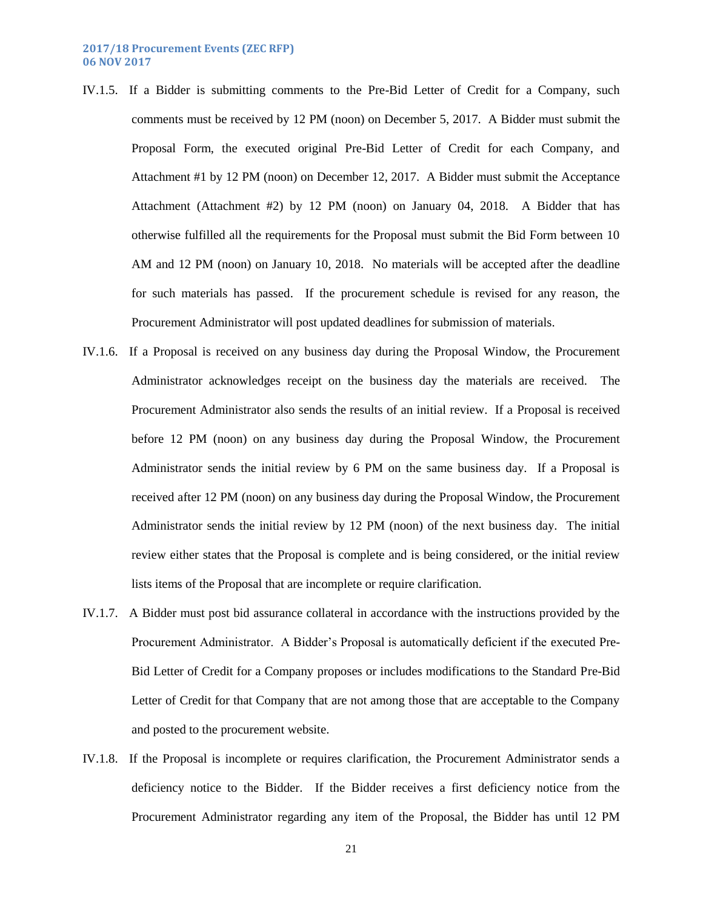IV.1.5. If a Bidder is submitting comments to the Pre-Bid Letter of Credit for a Company, such comments must be received by 12 PM (noon) on December 5, 2017. A Bidder must submit the Proposal Form, the executed original Pre-Bid Letter of Credit for each Company, and Attachment #1 by 12 PM (noon) on December 12, 2017. A Bidder must submit the Acceptance Attachment (Attachment #2) by 12 PM (noon) on January 04, 2018. A Bidder that has otherwise fulfilled all the requirements for the Proposal must submit the Bid Form between 10 AM and 12 PM (noon) on January 10, 2018. No materials will be accepted after the deadline for such materials has passed. If the procurement schedule is revised for any reason, the Procurement Administrator will post updated deadlines for submission of materials.

IV.1.6. If a Proposal is received on any business day during the Proposal Window, the Procurement Administrator acknowledges receipt on the business day the materials are received. The Procurement Administrator also sends the results of an initial review. If a Proposal is received before 12 PM (noon) on any business day during the Proposal Window, the Procurement Administrator sends the initial review by 6 PM on the same business day. If a Proposal is received after 12 PM (noon) on any business day during the Proposal Window, the Procurement Administrator sends the initial review by 12 PM (noon) of the next business day. The initial review either states that the Proposal is complete and is being considered, or the initial review lists items of the Proposal that are incomplete or require clarification.

IV.1.7. A Bidder must post bid assurance collateral in accordance with the instructions provided by the Procurement Administrator. A Bidder's Proposal is automatically deficient if the executed Pre-Bid Letter of Credit for a Company proposes or includes modifications to the Standard Pre-Bid Letter of Credit for that Company that are not among those that are acceptable to the Company and posted to the procurement website.

IV.1.8. If the Proposal is incomplete or requires clarification, the Procurement Administrator sends a deficiency notice to the Bidder. If the Bidder receives a first deficiency notice from the Procurement Administrator regarding any item of the Proposal, the Bidder has until 12 PM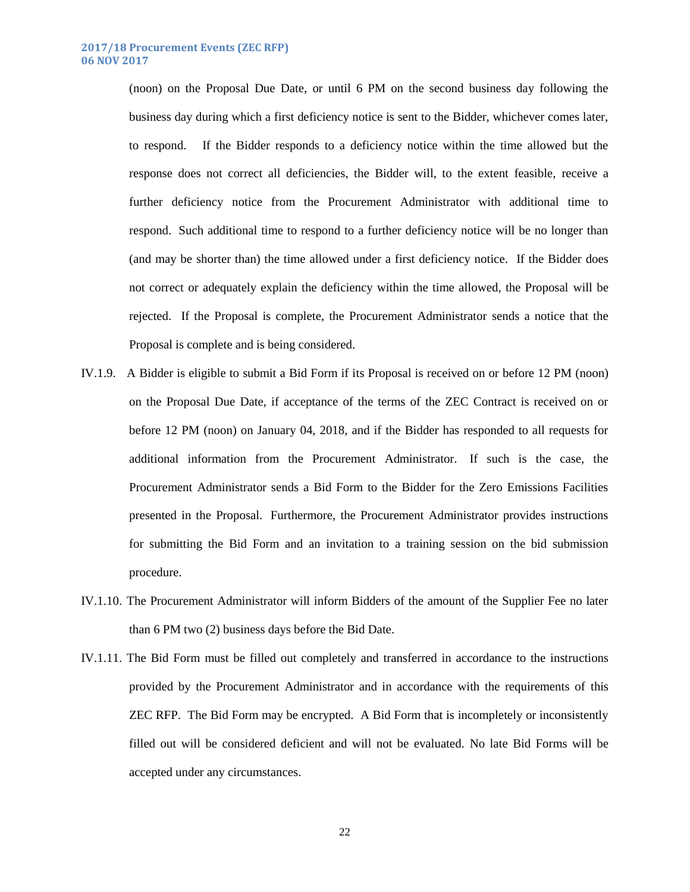(noon) on the Proposal Due Date, or until 6 PM on the second business day following the business day during which a first deficiency notice is sent to the Bidder, whichever comes later, to respond. If the Bidder responds to a deficiency notice within the time allowed but the response does not correct all deficiencies, the Bidder will, to the extent feasible, receive a further deficiency notice from the Procurement Administrator with additional time to respond. Such additional time to respond to a further deficiency notice will be no longer than (and may be shorter than) the time allowed under a first deficiency notice. If the Bidder does not correct or adequately explain the deficiency within the time allowed, the Proposal will be rejected. If the Proposal is complete, the Procurement Administrator sends a notice that the Proposal is complete and is being considered.

IV.1.9. A Bidder is eligible to submit a Bid Form if its Proposal is received on or before 12 PM (noon) on the Proposal Due Date, if acceptance of the terms of the ZEC Contract is received on or before 12 PM (noon) on January 04, 2018, and if the Bidder has responded to all requests for additional information from the Procurement Administrator. If such is the case, the Procurement Administrator sends a Bid Form to the Bidder for the Zero Emissions Facilities presented in the Proposal. Furthermore, the Procurement Administrator provides instructions for submitting the Bid Form and an invitation to a training session on the bid submission procedure.

IV.1.10. The Procurement Administrator will inform Bidders of the amount of the Supplier Fee no later than 6 PM two (2) business days before the Bid Date.

IV.1.11. The Bid Form must be filled out completely and transferred in accordance to the instructions provided by the Procurement Administrator and in accordance with the requirements of this ZEC RFP. The Bid Form may be encrypted. A Bid Form that is incompletely or inconsistently filled out will be considered deficient and will not be evaluated. No late Bid Forms will be accepted under any circumstances.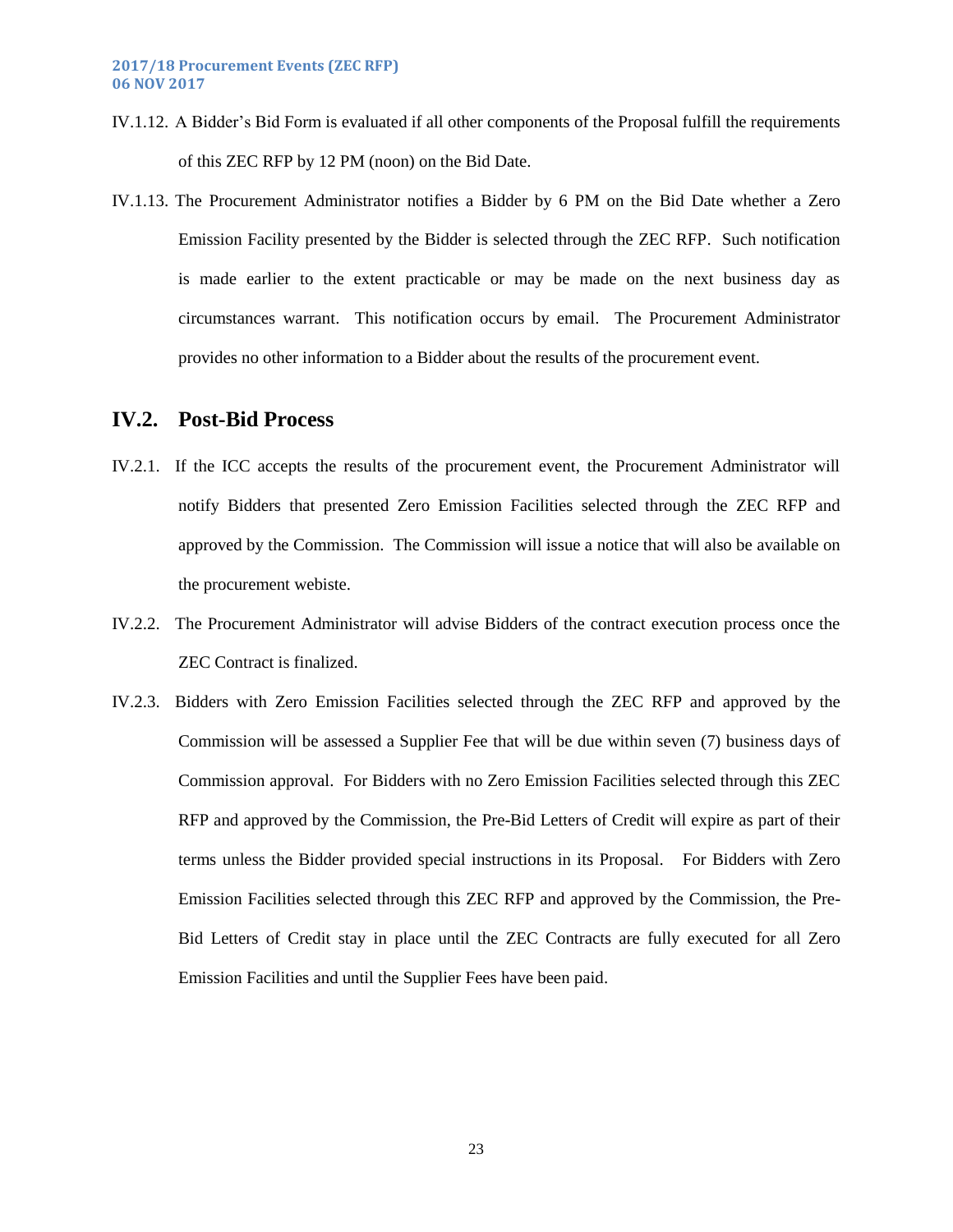IV.1.12. A Bidder's Bid Form is evaluated if all other components of the Proposal fulfill the requirements of this ZEC RFP by 12 PM (noon) on the Bid Date.

IV.1.13. The Procurement Administrator notifies a Bidder by 6 PM on the Bid Date whether a Zero Emission Facility presented by the Bidder is selected through the ZEC RFP. Such notification is made earlier to the extent practicable or may be made on the next business day as circumstances warrant. This notification occurs by email. The Procurement Administrator provides no other information to a Bidder about the results of the procurement event.

## IV.2. Post-Bid Process

IV.2.1. If the ICC accepts the results of the procurement event, the Procurement Administrator will notify Bidders that presented Zero Emission Facilities selected through the ZEC RFP and approved by the Commission. The Commission will issue a notice that will also be available on the procurement webiste.

IV.2.2. The Procurement Administrator will advise Bidders of the contract execution process once the ZEC Contract is finalized.

IV.2.3. Bidders with Zero Emission Facilities selected through the ZEC RFP and approved by the Commission will be assessed a Supplier Fee that will be due within seven (7) business days of Commission approval. For Bidders with no Zero Emission Facilities selected through this ZEC RFP and approved by the Commission, the Pre-Bid Letters of Credit will expire as part of their terms unless the Bidder provided special instructions in its Proposal. For Bidders with Zero Emission Facilities selected through this ZEC RFP and approved by the Commission, the Pre-Bid Letters of Credit stay in place until the ZEC Contracts are fully executed for all Zero Emission Facilities and until the Supplier Fees have been paid.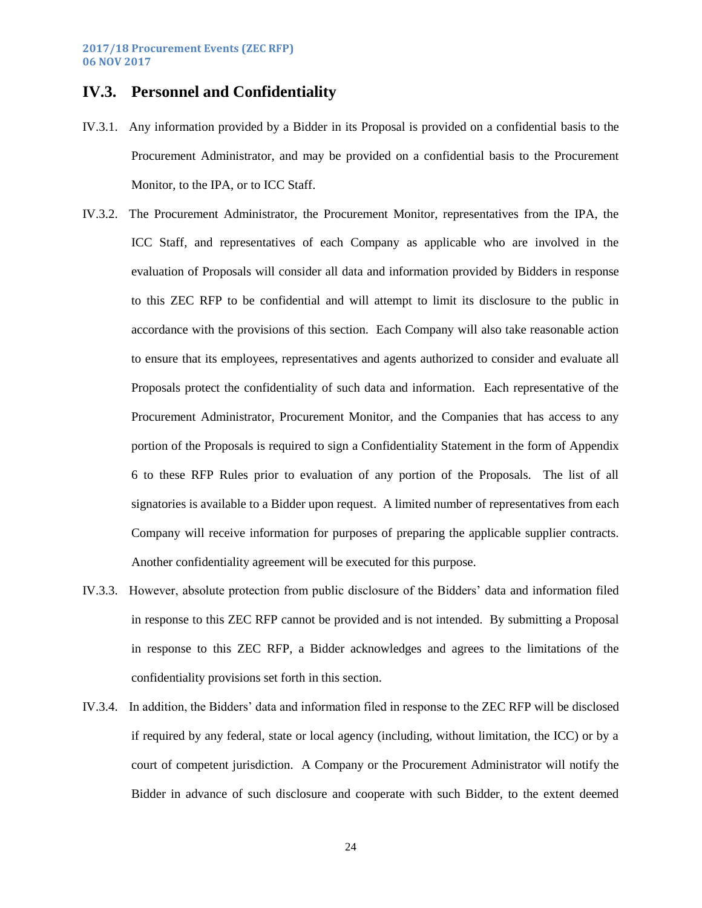## IV.3. Personnel and Confidentiality

IV.3.1. Any information provided by a Bidder in its Proposal is provided on a confidential basis to the Procurement Administrator, and may be provided on a confidential basis to the Procurement Monitor, to the IPA, or to ICC Staff.

IV.3.2. The Procurement Administrator, the Procurement Monitor, representatives from the IPA, the ICC Staff, and representatives of each Company as applicable who are involved in the evaluation of Proposals will consider all data and information provided by Bidders in response to this ZEC RFP to be confidential and will attempt to limit its disclosure to the public in accordance with the provisions of this section. Each Company will also take reasonable action to ensure that its employees, representatives and agents authorized to consider and evaluate all Proposals protect the confidentiality of such data and information. Each representative of the Procurement Administrator, Procurement Monitor, and the Companies that has access to any portion of the Proposals is required to sign a Confidentiality Statement in the form of Appendix 6 to these RFP Rules prior to evaluation of any portion of the Proposals. The list of all signatories is available to a Bidder upon request. A limited number of representatives from each Company will receive information for purposes of preparing the applicable supplier contracts. Another confidentiality agreement will be executed for this purpose.

IV.3.3. However, absolute protection from public disclosure of the Bidders' data and information filed in response to this ZEC RFP cannot be provided and is not intended. By submitting a Proposal in response to this ZEC RFP, a Bidder acknowledges and agrees to the limitations of the confidentiality provisions set forth in this section.

IV.3.4. In addition, the Bidders' data and information filed in response to the ZEC RFP will be disclosed if required by any federal, state or local agency (including, without limitation, the ICC) or by a court of competent jurisdiction. A Company or the Procurement Administrator will notify the Bidder in advance of such disclosure and cooperate with such Bidder, to the extent deemed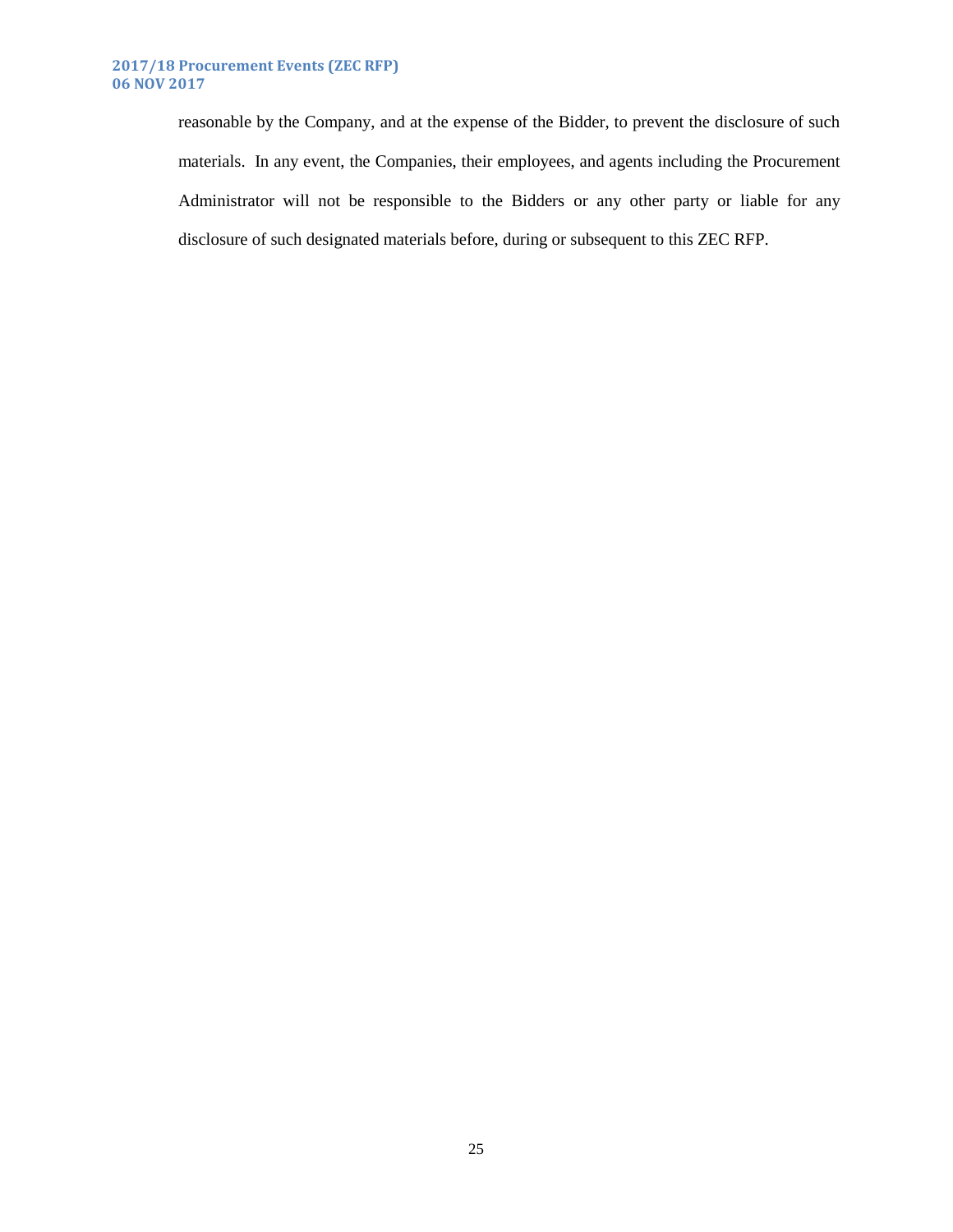reasonable by the Company, and at the expense of the Bidder, to prevent the disclosure of such materials. In any event, the Companies, their employees, and agents including the Procurement Administrator will not be responsible to the Bidders or any other party or liable for any disclosure of such designated materials before, during or subsequent to this ZEC RFP.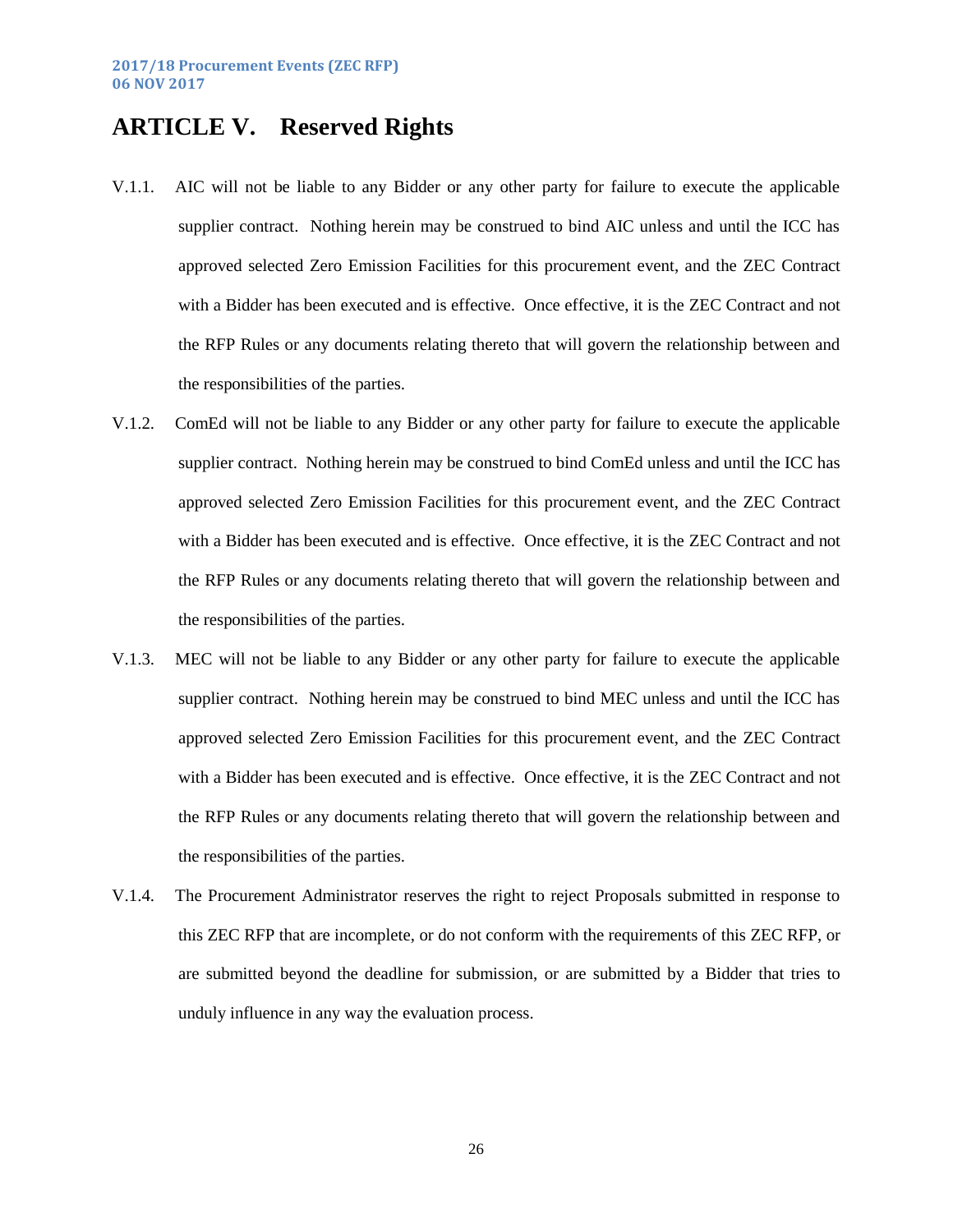# ARTICLE V. Reserved Rights

V.1.1. AIC will not be liable to any Bidder or any other party for failure to execute the applicable supplier contract. Nothing herein may be construed to bind AIC unless and until the ICC has approved selected Zero Emission Facilities for this procurement event, and the ZEC Contract with a Bidder has been executed and is effective. Once effective, it is the ZEC Contract and not the RFP Rules or any documents relating thereto that will govern the relationship between and the responsibilities of the parties.

V.1.2. ComEd will not be liable to any Bidder or any other party for failure to execute the applicable supplier contract. Nothing herein may be construed to bind ComEd unless and until the ICC has approved selected Zero Emission Facilities for this procurement event, and the ZEC Contract with a Bidder has been executed and is effective. Once effective, it is the ZEC Contract and not the RFP Rules or any documents relating thereto that will govern the relationship between and the responsibilities of the parties.

V.1.3. MEC will not be liable to any Bidder or any other party for failure to execute the applicable supplier contract. Nothing herein may be construed to bind MEC unless and until the ICC has approved selected Zero Emission Facilities for this procurement event, and the ZEC Contract with a Bidder has been executed and is effective. Once effective, it is the ZEC Contract and not the RFP Rules or any documents relating thereto that will govern the relationship between and the responsibilities of the parties.

V.1.4. The Procurement Administrator reserves the right to reject Proposals submitted in response to this ZEC RFP that are incomplete, or do not conform with the requirements of this ZEC RFP, or are submitted beyond the deadline for submission, or are submitted by a Bidder that tries to unduly influence in any way the evaluation process.